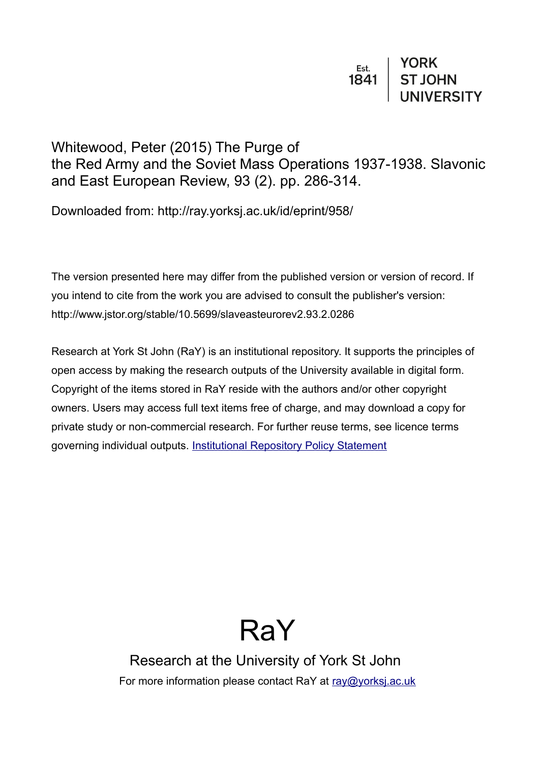Est. 1841 | YORK ST JOHN UNIVERSITY

Whitewood, Peter (2015) The Purge of the Red Army and the Soviet Mass Operations 1937-1938. Slavonic and East European Review, 93 (2). pp. 286-314.

Downloaded from: http://ray.yorksj.ac.uk/id/eprint/958/

The version presented here may differ from the published version or version of record. If you intend to cite from the work you are advised to consult the publisher's version: http://www.jstor.org/stable/10.5699/slaveasteurorev2.93.2.0286

Research at York St John (RaY) is an institutional repository. It supports the principles of open access by making the research outputs of the University available in digital form. Copyright of the items stored in RaY reside with the authors and/or other copyright owners. Users may access full text items free of charge, and may download a copy for private study or non-commercial research. For further reuse terms, see licence terms governing individual outputs. [Institutional Repository Policy Statement](#)

# RaY

Research at the University of York St John

For more information please contact RaY at [ray@yorksj.ac.uk](mailto:ray@yorksj.ac.uk)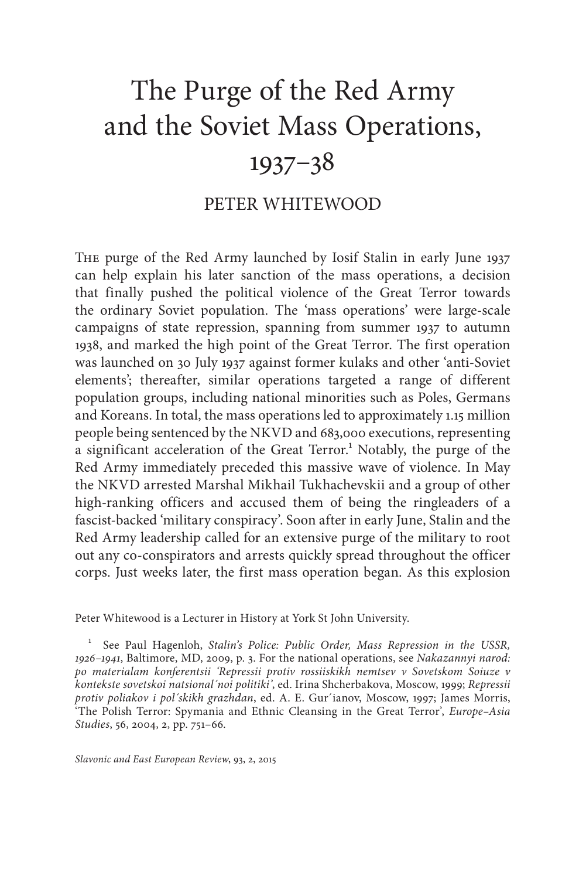# The Purge of the Red Army and the Soviet Mass Operations, 1937–38

PETER WHITEWOOD

The purge of the Red Army launched by Iosif Stalin in early June 1937 can help explain his later sanction of the mass operations, a decision that finally pushed the political violence of the Great Terror towards the ordinary Soviet population. The 'mass operations' were large-scale campaigns of state repression, spanning from summer 1937 to autumn 1938, and marked the high point of the Great Terror. The first operation was launched on 30 July 1937 against former kulaks and other 'anti-Soviet elements'; thereafter, similar operations targeted a range of different population groups, including national minorities such as Poles, Germans and Koreans. In total, the mass operations led to approximately 1.15 million people being sentenced by the NKVD and 683,000 executions, representing a significant acceleration of the Great Terror.[1] Notably, the purge of the Red Army immediately preceded this massive wave of violence. In May the NKVD arrested Marshal Mikhail Tukhachevskii and a group of other high-ranking officers and accused them of being the ringleaders of a fascist-backed 'military conspiracy'. Soon after in early June, Stalin and the Red Army leadership called for an extensive purge of the military to root out any co-conspirators and arrests quickly spread throughout the officer corps. Just weeks later, the first mass operation began. As this explosion

Peter Whitewood is a Lecturer in History at York St John University.

[1] See Paul Hagenloh, *Stalin's Police: Public Order, Mass Repression in the USSR, 1926–1941*, Baltimore, MD, 2009, p. 3. For the national operations, see *Nakazannyi narod: po materialam konferentsii 'Repressii protiv rossiiskikh nemtsev v Sovetskom Soiuze v kontekste sovetskoi natsional´noi politiki'*, ed. Irina Shcherbakova, Moscow, 1999; *Repressii protiv poliakov i pol´skikh grazhdan*, ed. A. E. Gur´ianov, Moscow, 1997; James Morris, 'The Polish Terror: Spymania and Ethnic Cleansing in the Great Terror', *Europe–Asia Studies*, 56, 2004, 2, pp. 751–66.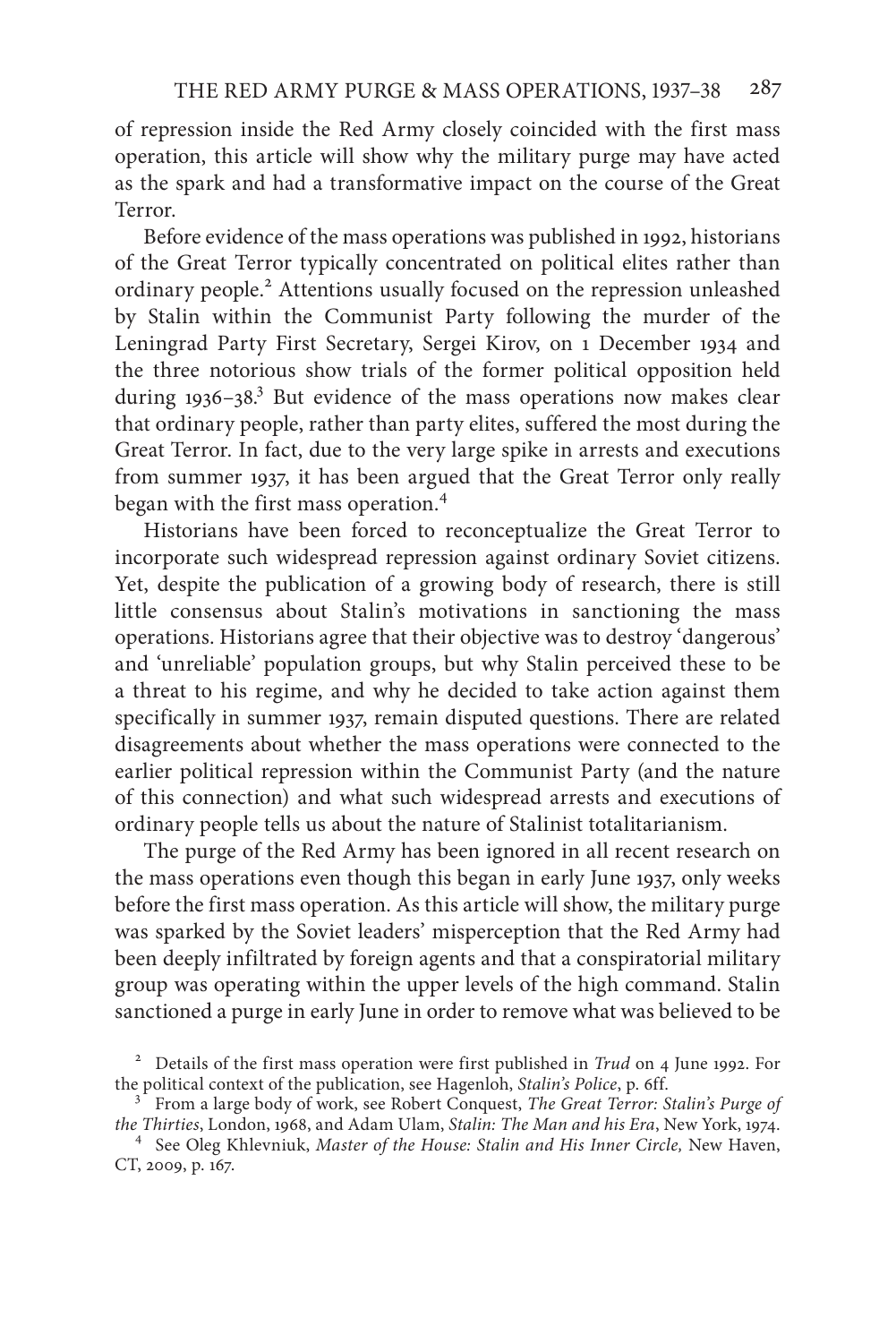of repression inside the Red Army closely coincided with the first mass operation, this article will show why the military purge may have acted as the spark and had a transformative impact on the course of the Great Terror.

Before evidence of the mass operations was published in 1992, historians of the Great Terror typically concentrated on political elites rather than ordinary people.[2] Attentions usually focused on the repression unleashed by Stalin within the Communist Party following the murder of the Leningrad Party First Secretary, Sergei Kirov, on 1 December 1934 and the three notorious show trials of the former political opposition held during 1936–38.[3] But evidence of the mass operations now makes clear that ordinary people, rather than party elites, suffered the most during the Great Terror. In fact, due to the very large spike in arrests and executions from summer 1937, it has been argued that the Great Terror only really began with the first mass operation.[4]

Historians have been forced to reconceptualize the Great Terror to incorporate such widespread repression against ordinary Soviet citizens. Yet, despite the publication of a growing body of research, there is still little consensus about Stalin's motivations in sanctioning the mass operations. Historians agree that their objective was to destroy 'dangerous' and 'unreliable' population groups, but why Stalin perceived these to be a threat to his regime, and why he decided to take action against them specifically in summer 1937, remain disputed questions. There are related disagreements about whether the mass operations were connected to the earlier political repression within the Communist Party (and the nature of this connection) and what such widespread arrests and executions of ordinary people tells us about the nature of Stalinist totalitarianism.

The purge of the Red Army has been ignored in all recent research on the mass operations even though this began in early June 1937, only weeks before the first mass operation. As this article will show, the military purge was sparked by the Soviet leaders' misperception that the Red Army had been deeply infiltrated by foreign agents and that a conspiratorial military group was operating within the upper levels of the high command. Stalin sanctioned a purge in early June in order to remove what was believed to be

[2] Details of the first mass operation were first published in *Trud* on 4 June 1992. For the political context of the publication, see Hagenloh, *Stalin's Police*, p. 6ff.

[3] From a large body of work, see Robert Conquest, *The Great Terror: Stalin's Purge of the Thirties*, London, 1968, and Adam Ulam, *Stalin: The Man and his Era*, New York, 1974.

[4] See Oleg Khlevniuk, *Master of the House: Stalin and His Inner Circle,* New Haven, CT, 2009, p. 167.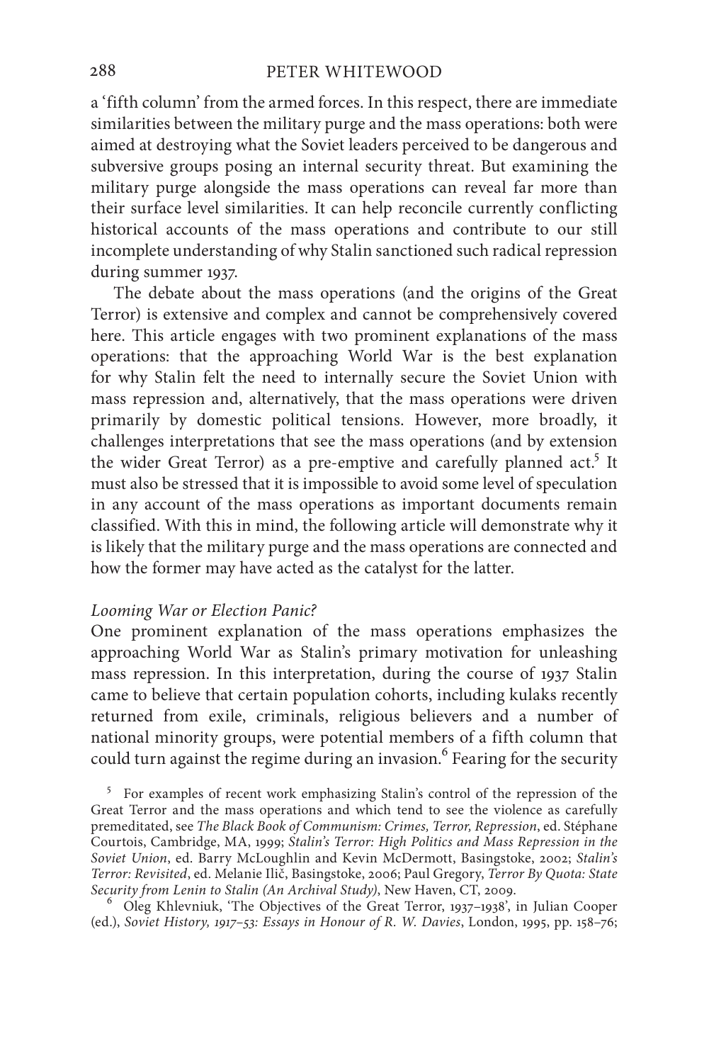a 'fifth column' from the armed forces. In this respect, there are immediate similarities between the military purge and the mass operations: both were aimed at destroying what the Soviet leaders perceived to be dangerous and subversive groups posing an internal security threat. But examining the military purge alongside the mass operations can reveal far more than their surface level similarities. It can help reconcile currently conflicting historical accounts of the mass operations and contribute to our still incomplete understanding of why Stalin sanctioned such radical repression during summer 1937.

The debate about the mass operations (and the origins of the Great Terror) is extensive and complex and cannot be comprehensively covered here. This article engages with two prominent explanations of the mass operations: that the approaching World War is the best explanation for why Stalin felt the need to internally secure the Soviet Union with mass repression and, alternatively, that the mass operations were driven primarily by domestic political tensions. However, more broadly, it challenges interpretations that see the mass operations (and by extension the wider Great Terror) as a pre-emptive and carefully planned act.[5] It must also be stressed that it is impossible to avoid some level of speculation in any account of the mass operations as important documents remain classified. With this in mind, the following article will demonstrate why it is likely that the military purge and the mass operations are connected and how the former may have acted as the catalyst for the latter.

*Looming War or Election Panic?*

One prominent explanation of the mass operations emphasizes the approaching World War as Stalin's primary motivation for unleashing mass repression. In this interpretation, during the course of 1937 Stalin came to believe that certain population cohorts, including kulaks recently returned from exile, criminals, religious believers and a number of national minority groups, were potential members of a fifth column that could turn against the regime during an invasion.[6] Fearing for the security

[5] For examples of recent work emphasizing Stalin's control of the repression of the Great Terror and the mass operations and which tend to see the violence as carefully premeditated, see *The Black Book of Communism: Crimes, Terror, Repression*, ed. Stéphane Courtois, Cambridge, MA, 1999; *Stalin's Terror: High Politics and Mass Repression in the Soviet Union*, ed. Barry McLoughlin and Kevin McDermott, Basingstoke, 2002; *Stalin's Terror: Revisited*, ed. Melanie Ilič, Basingstoke, 2006; Paul Gregory, *Terror By Quota: State Security from Lenin to Stalin (An Archival Study)*, New Haven, CT, 2009.

[6] Oleg Khlevniuk, 'The Objectives of the Great Terror, 1937–1938', in Julian Cooper (ed.), *Soviet History, 1917–53: Essays in Honour of R. W. Davies*, London, 1995, pp. 158–76;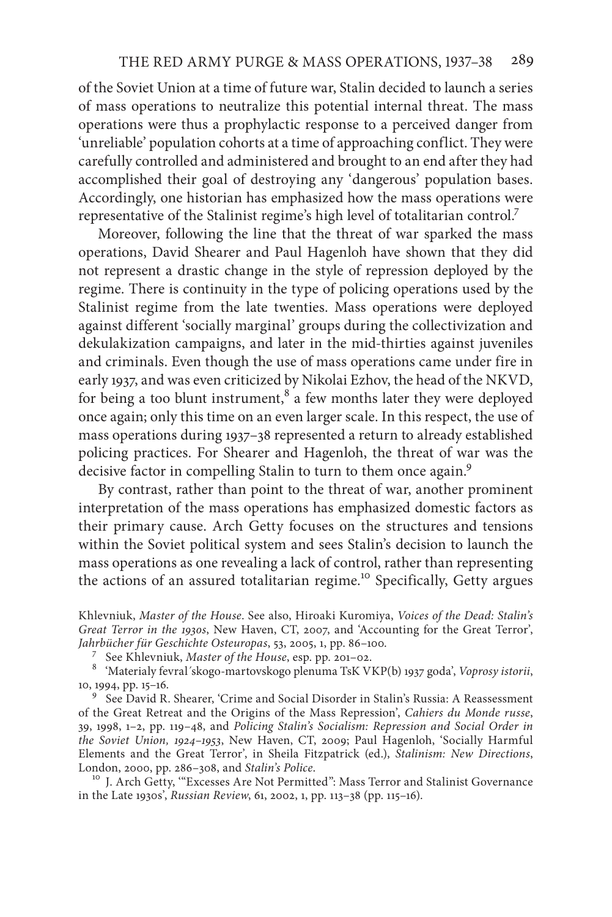of the Soviet Union at a time of future war, Stalin decided to launch a series of mass operations to neutralize this potential internal threat. The mass operations were thus a prophylactic response to a perceived danger from 'unreliable' population cohorts at a time of approaching conflict. They were carefully controlled and administered and brought to an end after they had accomplished their goal of destroying any 'dangerous' population bases. Accordingly, one historian has emphasized how the mass operations were representative of the Stalinist regime's high level of totalitarian control.[7]

Moreover, following the line that the threat of war sparked the mass operations, David Shearer and Paul Hagenloh have shown that they did not represent a drastic change in the style of repression deployed by the regime. There is continuity in the type of policing operations used by the Stalinist regime from the late twenties. Mass operations were deployed against different 'socially marginal' groups during the collectivization and dekulakization campaigns, and later in the mid-thirties against juveniles and criminals. Even though the use of mass operations came under fire in early 1937, and was even criticized by Nikolai Ezhov, the head of the NKVD, for being a too blunt instrument,[8] a few months later they were deployed once again; only this time on an even larger scale. In this respect, the use of mass operations during 1937–38 represented a return to already established policing practices. For Shearer and Hagenloh, the threat of war was the decisive factor in compelling Stalin to turn to them once again.[9]

By contrast, rather than point to the threat of war, another prominent interpretation of the mass operations has emphasized domestic factors as their primary cause. Arch Getty focuses on the structures and tensions within the Soviet political system and sees Stalin's decision to launch the mass operations as one revealing a lack of control, rather than representing the actions of an assured totalitarian regime.[10] Specifically, Getty argues

Khlevniuk, *Master of the House*. See also, Hiroaki Kuromiya, *Voices of the Dead: Stalin's Great Terror in the 1930s*, New Haven, CT, 2007, and 'Accounting for the Great Terror', *Jahrbücher für Geschichte Osteuropas*, 53, 2005, 1, pp. 86–100.

[7] See Khlevniuk, *Master of the House*, esp. pp. 201–02.

[8] 'Materialy fevral′skogo-martovskogo plenuma TsK VKP(b) 1937 goda', *Voprosy istorii*, 10, 1994, pp. 15–16.

[9] See David R. Shearer, 'Crime and Social Disorder in Stalin's Russia: A Reassessment of the Great Retreat and the Origins of the Mass Repression', *Cahiers du Monde russe*, 39, 1998, 1–2, pp. 119–48, and *Policing Stalin's Socialism: Repression and Social Order in the Soviet Union, 1924–1953*, New Haven, CT, 2009; Paul Hagenloh, 'Socially Harmful Elements and the Great Terror', in Sheila Fitzpatrick (ed.), *Stalinism: New Directions*, London, 2000, pp. 286–308, and *Stalin's Police*.

[10] J. Arch Getty, '"Excesses Are Not Permitted": Mass Terror and Stalinist Governance in the Late 1930s', *Russian Review*, 61, 2002, 1, pp. 113–38 (pp. 115–16).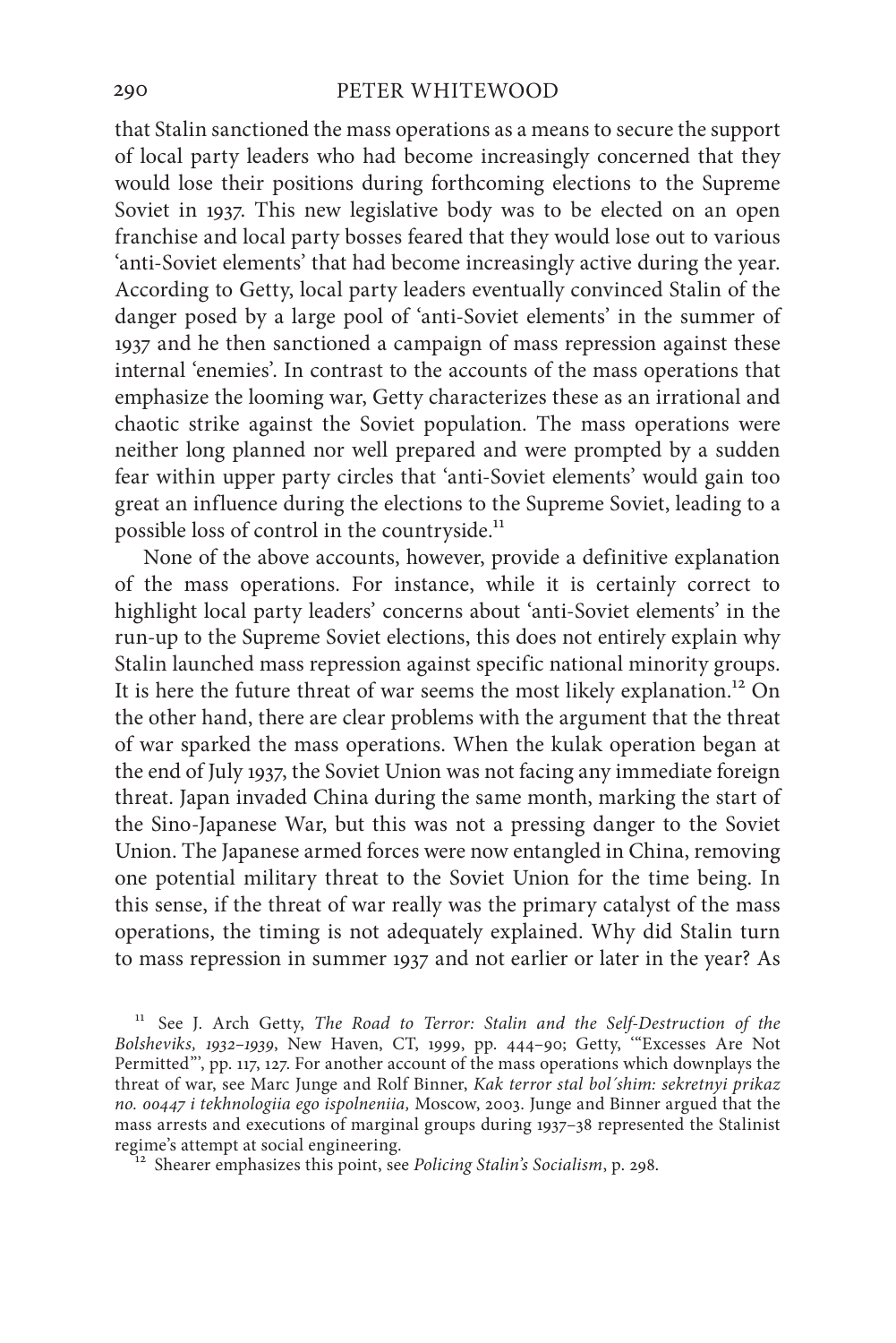that Stalin sanctioned the mass operations as a means to secure the support of local party leaders who had become increasingly concerned that they would lose their positions during forthcoming elections to the Supreme Soviet in 1937. This new legislative body was to be elected on an open franchise and local party bosses feared that they would lose out to various 'anti-Soviet elements' that had become increasingly active during the year. According to Getty, local party leaders eventually convinced Stalin of the danger posed by a large pool of 'anti-Soviet elements' in the summer of 1937 and he then sanctioned a campaign of mass repression against these internal 'enemies'. In contrast to the accounts of the mass operations that emphasize the looming war, Getty characterizes these as an irrational and chaotic strike against the Soviet population. The mass operations were neither long planned nor well prepared and were prompted by a sudden fear within upper party circles that 'anti-Soviet elements' would gain too great an influence during the elections to the Supreme Soviet, leading to a possible loss of control in the countryside.[11]

None of the above accounts, however, provide a definitive explanation of the mass operations. For instance, while it is certainly correct to highlight local party leaders' concerns about 'anti-Soviet elements' in the run-up to the Supreme Soviet elections, this does not entirely explain why Stalin launched mass repression against specific national minority groups. It is here the future threat of war seems the most likely explanation.[12] On the other hand, there are clear problems with the argument that the threat of war sparked the mass operations. When the kulak operation began at the end of July 1937, the Soviet Union was not facing any immediate foreign threat. Japan invaded China during the same month, marking the start of the Sino-Japanese War, but this was not a pressing danger to the Soviet Union. The Japanese armed forces were now entangled in China, removing one potential military threat to the Soviet Union for the time being. In this sense, if the threat of war really was the primary catalyst of the mass operations, the timing is not adequately explained. Why did Stalin turn to mass repression in summer 1937 and not earlier or later in the year? As

[11] See J. Arch Getty, *The Road to Terror: Stalin and the Self-Destruction of the Bolsheviks, 1932–1939*, New Haven, CT, 1999, pp. 444–90; Getty, '"Excesses Are Not Permitted"', pp. 117, 127. For another account of the mass operations which downplays the threat of war, see Marc Junge and Rolf Binner, *Kak terror stal bol´shim: sekretnyi prikaz no. 00447 i tekhnologiia ego ispolneniia,* Moscow, 2003. Junge and Binner argued that the mass arrests and executions of marginal groups during 1937–38 represented the Stalinist regime's attempt at social engineering.

[12] Shearer emphasizes this point, see *Policing Stalin's Socialism*, p. 298.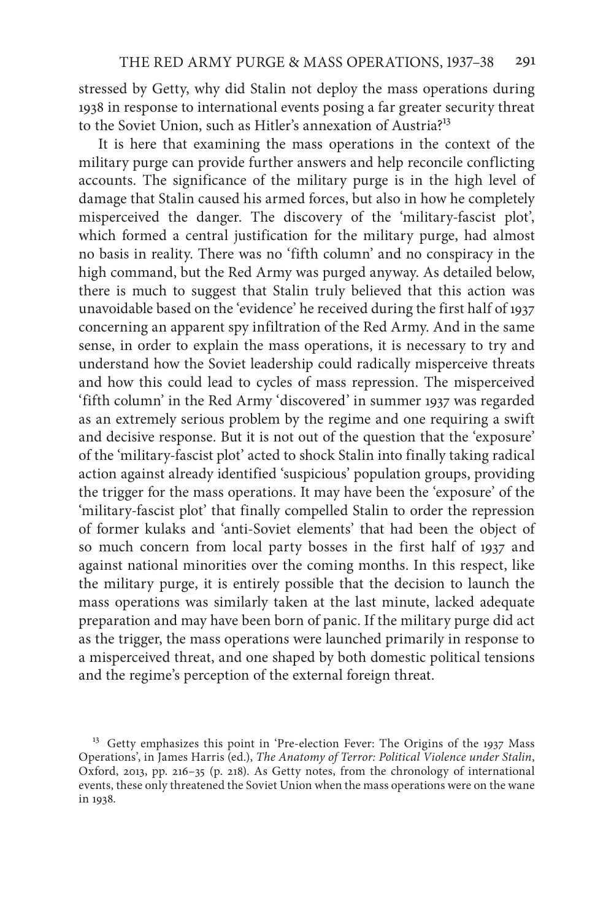stressed by Getty, why did Stalin not deploy the mass operations during 1938 in response to international events posing a far greater security threat to the Soviet Union, such as Hitler's annexation of Austria?[13]

It is here that examining the mass operations in the context of the military purge can provide further answers and help reconcile conflicting accounts. The significance of the military purge is in the high level of damage that Stalin caused his armed forces, but also in how he completely misperceived the danger. The discovery of the 'military-fascist plot', which formed a central justification for the military purge, had almost no basis in reality. There was no 'fifth column' and no conspiracy in the high command, but the Red Army was purged anyway. As detailed below, there is much to suggest that Stalin truly believed that this action was unavoidable based on the 'evidence' he received during the first half of 1937 concerning an apparent spy infiltration of the Red Army. And in the same sense, in order to explain the mass operations, it is necessary to try and understand how the Soviet leadership could radically misperceive threats and how this could lead to cycles of mass repression. The misperceived 'fifth column' in the Red Army 'discovered' in summer 1937 was regarded as an extremely serious problem by the regime and one requiring a swift and decisive response. But it is not out of the question that the 'exposure' of the 'military-fascist plot' acted to shock Stalin into finally taking radical action against already identified 'suspicious' population groups, providing the trigger for the mass operations. It may have been the 'exposure' of the 'military-fascist plot' that finally compelled Stalin to order the repression of former kulaks and 'anti-Soviet elements' that had been the object of so much concern from local party bosses in the first half of 1937 and against national minorities over the coming months. In this respect, like the military purge, it is entirely possible that the decision to launch the mass operations was similarly taken at the last minute, lacked adequate preparation and may have been born of panic. If the military purge did act as the trigger, the mass operations were launched primarily in response to a misperceived threat, and one shaped by both domestic political tensions and the regime's perception of the external foreign threat.

[13] Getty emphasizes this point in 'Pre-election Fever: The Origins of the 1937 Mass Operations', in James Harris (ed.), *The Anatomy of Terror: Political Violence under Stalin*, Oxford, 2013, pp. 216–35 (p. 218). As Getty notes, from the chronology of international events, these only threatened the Soviet Union when the mass operations were on the wane in 1938.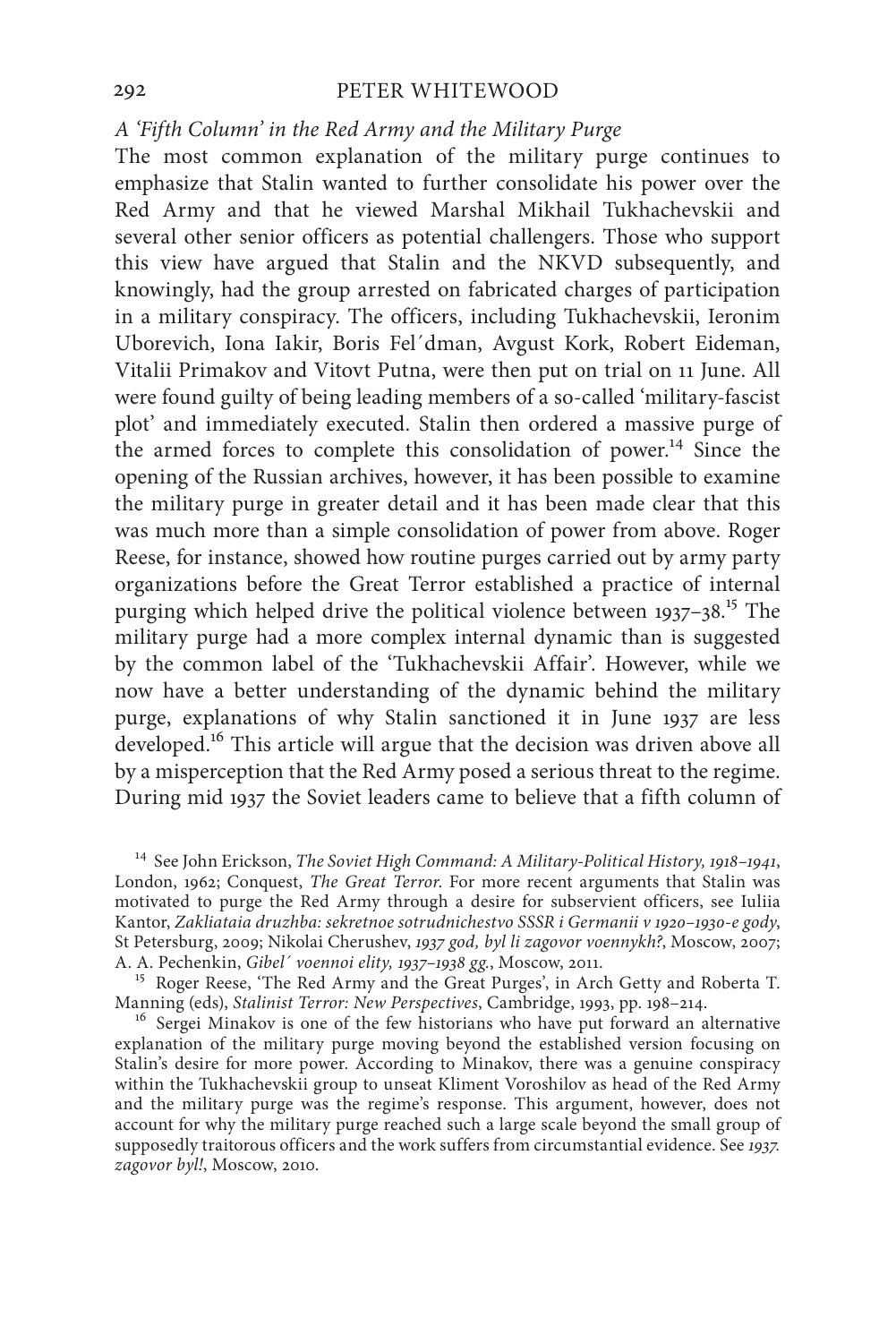*A 'Fifth Column' in the Red Army and the Military Purge*

The most common explanation of the military purge continues to emphasize that Stalin wanted to further consolidate his power over the Red Army and that he viewed Marshal Mikhail Tukhachevskii and several other senior officers as potential challengers. Those who support this view have argued that Stalin and the NKVD subsequently, and knowingly, had the group arrested on fabricated charges of participation in a military conspiracy. The officers, including Tukhachevskii, Ieronim Uborevich, Iona Iakir, Boris Fel´dman, Avgust Kork, Robert Eideman, Vitalii Primakov and Vitovt Putna, were then put on trial on 11 June. All were found guilty of being leading members of a so-called 'military-fascist plot' and immediately executed. Stalin then ordered a massive purge of the armed forces to complete this consolidation of power.[14] Since the opening of the Russian archives, however, it has been possible to examine the military purge in greater detail and it has been made clear that this was much more than a simple consolidation of power from above. Roger Reese, for instance, showed how routine purges carried out by army party organizations before the Great Terror established a practice of internal purging which helped drive the political violence between 1937–38.[15] The military purge had a more complex internal dynamic than is suggested by the common label of the 'Tukhachevskii Affair'. However, while we now have a better understanding of the dynamic behind the military purge, explanations of why Stalin sanctioned it in June 1937 are less developed.[16] This article will argue that the decision was driven above all by a misperception that the Red Army posed a serious threat to the regime. During mid 1937 the Soviet leaders came to believe that a fifth column of

[14] See John Erickson, *The Soviet High Command: A Military-Political History, 1918–1941*, London, 1962; Conquest, *The Great Terror*. For more recent arguments that Stalin was motivated to purge the Red Army through a desire for subservient officers, see Iuliia Kantor, *Zakliataia druzhba: sekretnoe sotrudnichestvo SSSR i Germanii v 1920–1930-e gody*, St Petersburg, 2009; Nikolai Cherushev, *1937 god, byl li zagovor voennykh?*, Moscow, 2007; A. A. Pechenkin, *Gibel´ voennoi elity, 1937–1938 gg.*, Moscow, 2011.

[15] Roger Reese, 'The Red Army and the Great Purges', in Arch Getty and Roberta T. Manning (eds), *Stalinist Terror: New Perspectives*, Cambridge, 1993, pp. 198–214.

[16] Sergei Minakov is one of the few historians who have put forward an alternative explanation of the military purge moving beyond the established version focusing on Stalin's desire for more power. According to Minakov, there was a genuine conspiracy within the Tukhachevskii group to unseat Kliment Voroshilov as head of the Red Army and the military purge was the regime's response. This argument, however, does not account for why the military purge reached such a large scale beyond the small group of supposedly traitorous officers and the work suffers from circumstantial evidence. See *1937. zagovor byl!*, Moscow, 2010.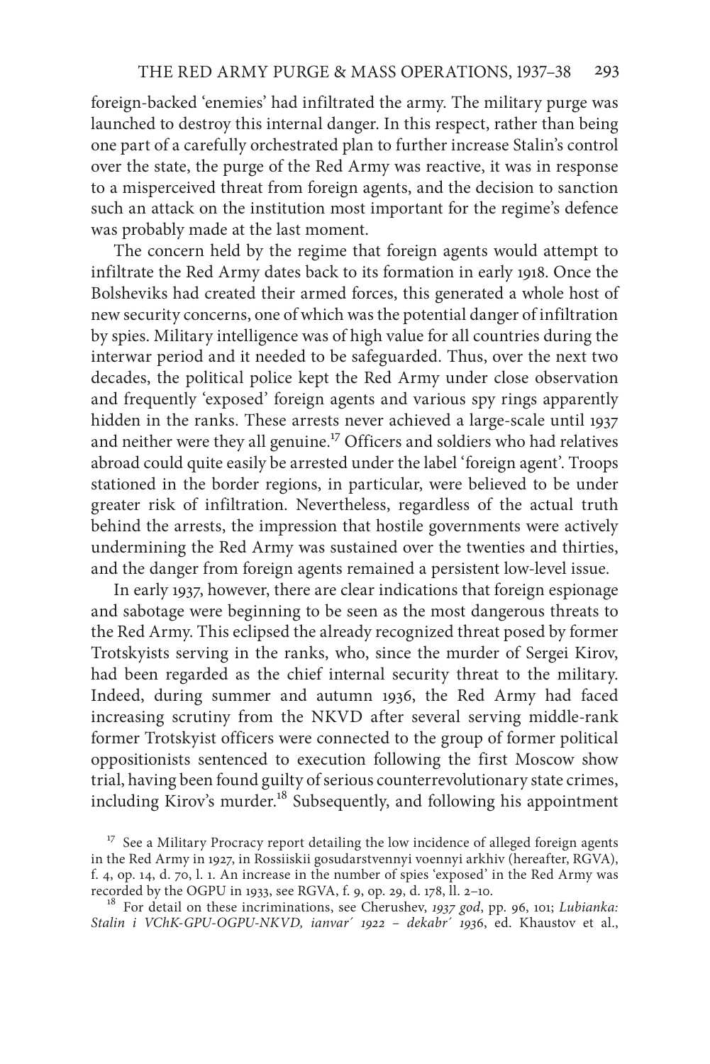foreign-backed 'enemies' had infiltrated the army. The military purge was launched to destroy this internal danger. In this respect, rather than being one part of a carefully orchestrated plan to further increase Stalin's control over the state, the purge of the Red Army was reactive, it was in response to a misperceived threat from foreign agents, and the decision to sanction such an attack on the institution most important for the regime's defence was probably made at the last moment.

The concern held by the regime that foreign agents would attempt to infiltrate the Red Army dates back to its formation in early 1918. Once the Bolsheviks had created their armed forces, this generated a whole host of new security concerns, one of which was the potential danger of infiltration by spies. Military intelligence was of high value for all countries during the interwar period and it needed to be safeguarded. Thus, over the next two decades, the political police kept the Red Army under close observation and frequently 'exposed' foreign agents and various spy rings apparently hidden in the ranks. These arrests never achieved a large-scale until 1937 and neither were they all genuine.[17] Officers and soldiers who had relatives abroad could quite easily be arrested under the label 'foreign agent'. Troops stationed in the border regions, in particular, were believed to be under greater risk of infiltration. Nevertheless, regardless of the actual truth behind the arrests, the impression that hostile governments were actively undermining the Red Army was sustained over the twenties and thirties, and the danger from foreign agents remained a persistent low-level issue.

In early 1937, however, there are clear indications that foreign espionage and sabotage were beginning to be seen as the most dangerous threats to the Red Army. This eclipsed the already recognized threat posed by former Trotskyists serving in the ranks, who, since the murder of Sergei Kirov, had been regarded as the chief internal security threat to the military. Indeed, during summer and autumn 1936, the Red Army had faced increasing scrutiny from the NKVD after several serving middle-rank former Trotskyist officers were connected to the group of former political oppositionists sentenced to execution following the first Moscow show trial, having been found guilty of serious counterrevolutionary state crimes, including Kirov's murder.[18] Subsequently, and following his appointment

[17] See a Military Procracy report detailing the low incidence of alleged foreign agents in the Red Army in 1927, in Rossiiskii gosudarstvennyi voennyi arkhiv (hereafter, RGVA), f. 4, op. 14, d. 70, l. 1. An increase in the number of spies 'exposed' in the Red Army was recorded by the OGPU in 1933, see RGVA, f. 9, op. 29, d. 178, ll. 2–10.

[18] For detail on these incriminations, see Cherushev, *1937 god*, pp. 96, 101; *Lubianka: Stalin i VChK-GPU-OGPU-NKVD, ianvar´ 1922 – dekabr´ 1936*, ed. Khaustov et al.,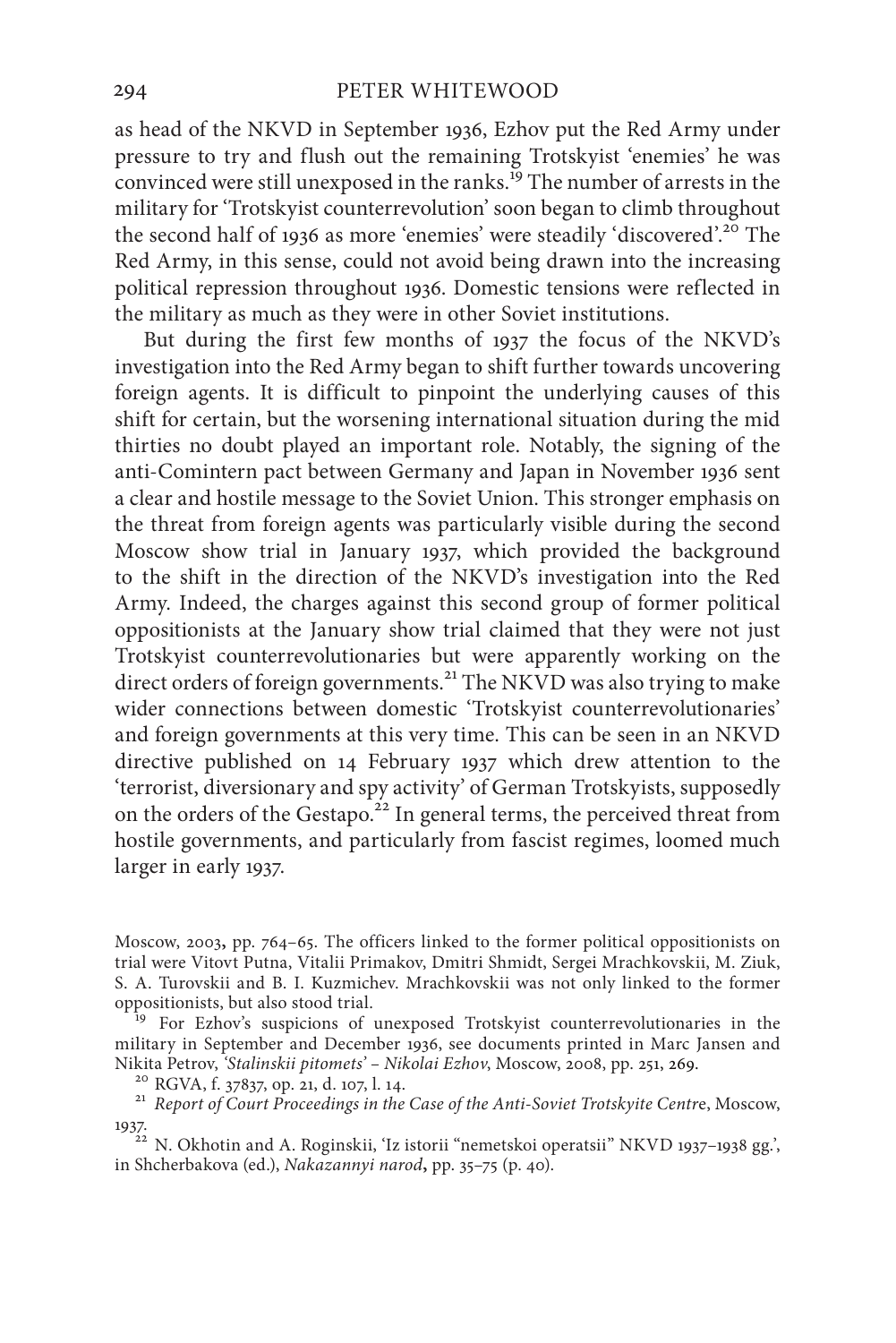as head of the NKVD in September 1936, Ezhov put the Red Army under pressure to try and flush out the remaining Trotskyist 'enemies' he was convinced were still unexposed in the ranks.[19] The number of arrests in the military for 'Trotskyist counterrevolution' soon began to climb throughout the second half of 1936 as more 'enemies' were steadily 'discovered'.[20] The Red Army, in this sense, could not avoid being drawn into the increasing political repression throughout 1936. Domestic tensions were reflected in the military as much as they were in other Soviet institutions.

But during the first few months of 1937 the focus of the NKVD's investigation into the Red Army began to shift further towards uncovering foreign agents. It is difficult to pinpoint the underlying causes of this shift for certain, but the worsening international situation during the mid thirties no doubt played an important role. Notably, the signing of the anti-Comintern pact between Germany and Japan in November 1936 sent a clear and hostile message to the Soviet Union. This stronger emphasis on the threat from foreign agents was particularly visible during the second Moscow show trial in January 1937, which provided the background to the shift in the direction of the NKVD's investigation into the Red Army. Indeed, the charges against this second group of former political oppositionists at the January show trial claimed that they were not just Trotskyist counterrevolutionaries but were apparently working on the direct orders of foreign governments.[21] The NKVD was also trying to make wider connections between domestic 'Trotskyist counterrevolutionaries' and foreign governments at this very time. This can be seen in an NKVD directive published on 14 February 1937 which drew attention to the 'terrorist, diversionary and spy activity' of German Trotskyists, supposedly on the orders of the Gestapo.[22] In general terms, the perceived threat from hostile governments, and particularly from fascist regimes, loomed much larger in early 1937.

Moscow, 2003, pp. 764–65. The officers linked to the former political oppositionists on trial were Vitovt Putna, Vitalii Primakov, Dmitri Shmidt, Sergei Mrachkovskii, M. Ziuk, S. A. Turovskii and B. I. Kuzmichev. Mrachkovskii was not only linked to the former oppositionists, but also stood trial.

[19] For Ezhov's suspicions of unexposed Trotskyist counterrevolutionaries in the military in September and December 1936, see documents printed in Marc Jansen and Nikita Petrov, *'Stalinskii pitomets' – Nikolai Ezhov*, Moscow, 2008, pp. 251, 269.

[20] RGVA, f. 37837, op. 21, d. 107, l. 14.

[21] *Report of Court Proceedings in the Case of the Anti-Soviet Trotskyite Centre*, Moscow, 1937.

[22] N. Okhotin and A. Roginskii, 'Iz istorii "nemetskoi operatsii" NKVD 1937–1938 gg.', in Shcherbakova (ed.), *Nakazannyi narod*, pp. 35–75 (p. 40).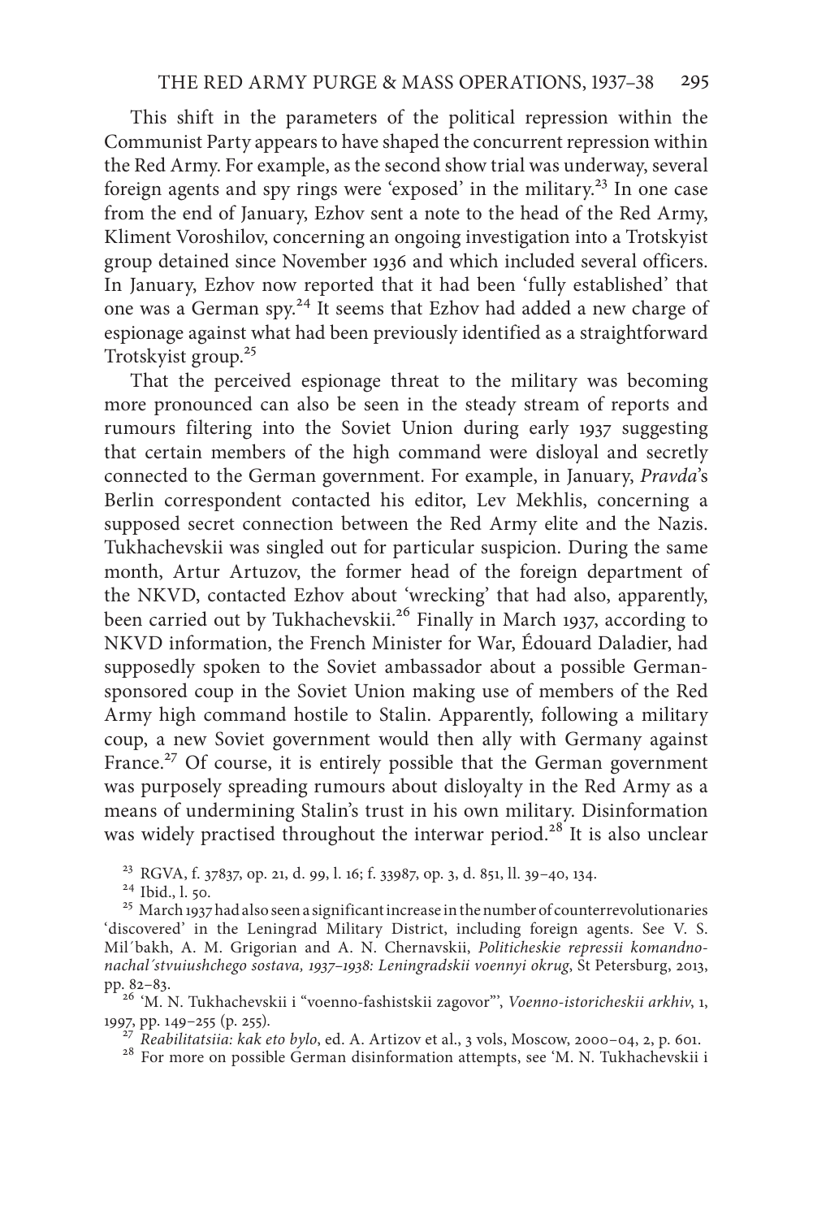This shift in the parameters of the political repression within the Communist Party appears to have shaped the concurrent repression within the Red Army. For example, as the second show trial was underway, several foreign agents and spy rings were 'exposed' in the military.[23] In one case from the end of January, Ezhov sent a note to the head of the Red Army, Kliment Voroshilov, concerning an ongoing investigation into a Trotskyist group detained since November 1936 and which included several officers. In January, Ezhov now reported that it had been 'fully established' that one was a German spy.[24] It seems that Ezhov had added a new charge of espionage against what had been previously identified as a straightforward Trotskyist group.[25]

That the perceived espionage threat to the military was becoming more pronounced can also be seen in the steady stream of reports and rumours filtering into the Soviet Union during early 1937 suggesting that certain members of the high command were disloyal and secretly connected to the German government. For example, in January, *Pravda*'s Berlin correspondent contacted his editor, Lev Mekhlis, concerning a supposed secret connection between the Red Army elite and the Nazis. Tukhachevskii was singled out for particular suspicion. During the same month, Artur Artuzov, the former head of the foreign department of the NKVD, contacted Ezhov about 'wrecking' that had also, apparently, been carried out by Tukhachevskii.[26] Finally in March 1937, according to NKVD information, the French Minister for War, Édouard Daladier, had supposedly spoken to the Soviet ambassador about a possible German-sponsored coup in the Soviet Union making use of members of the Red Army high command hostile to Stalin. Apparently, following a military coup, a new Soviet government would then ally with Germany against France.[27] Of course, it is entirely possible that the German government was purposely spreading rumours about disloyalty in the Red Army as a means of undermining Stalin's trust in his own military. Disinformation was widely practised throughout the interwar period.[28] It is also unclear

[23] RGVA, f. 37837, op. 21, d. 99, l. 16; f. 33987, op. 3, d. 851, ll. 39–40, 134.

[24] Ibid., l. 50.

[25] March 1937 had also seen a significant increase in the number of counterrevolutionaries 'discovered' in the Leningrad Military District, including foreign agents. See V. S. Mil´bakh, A. M. Grigorian and A. N. Chernavskii, *Politicheskie repressii komandno-nachal´stvuiushchego sostava, 1937–1938: Leningradskii voennyi okrug*, St Petersburg, 2013, pp. 82–83.

[26] 'M. N. Tukhachevskii i "voenno-fashistskii zagovor"', *Voenno-istoricheskii arkhiv*, 1, 1997, pp. 149–255 (p. 255).

[27] *Reabilitatsiia: kak eto bylo*, ed. A. Artizov et al., 3 vols, Moscow, 2000–04, 2, p. 601.

[28] For more on possible German disinformation attempts, see 'M. N. Tukhachevskii i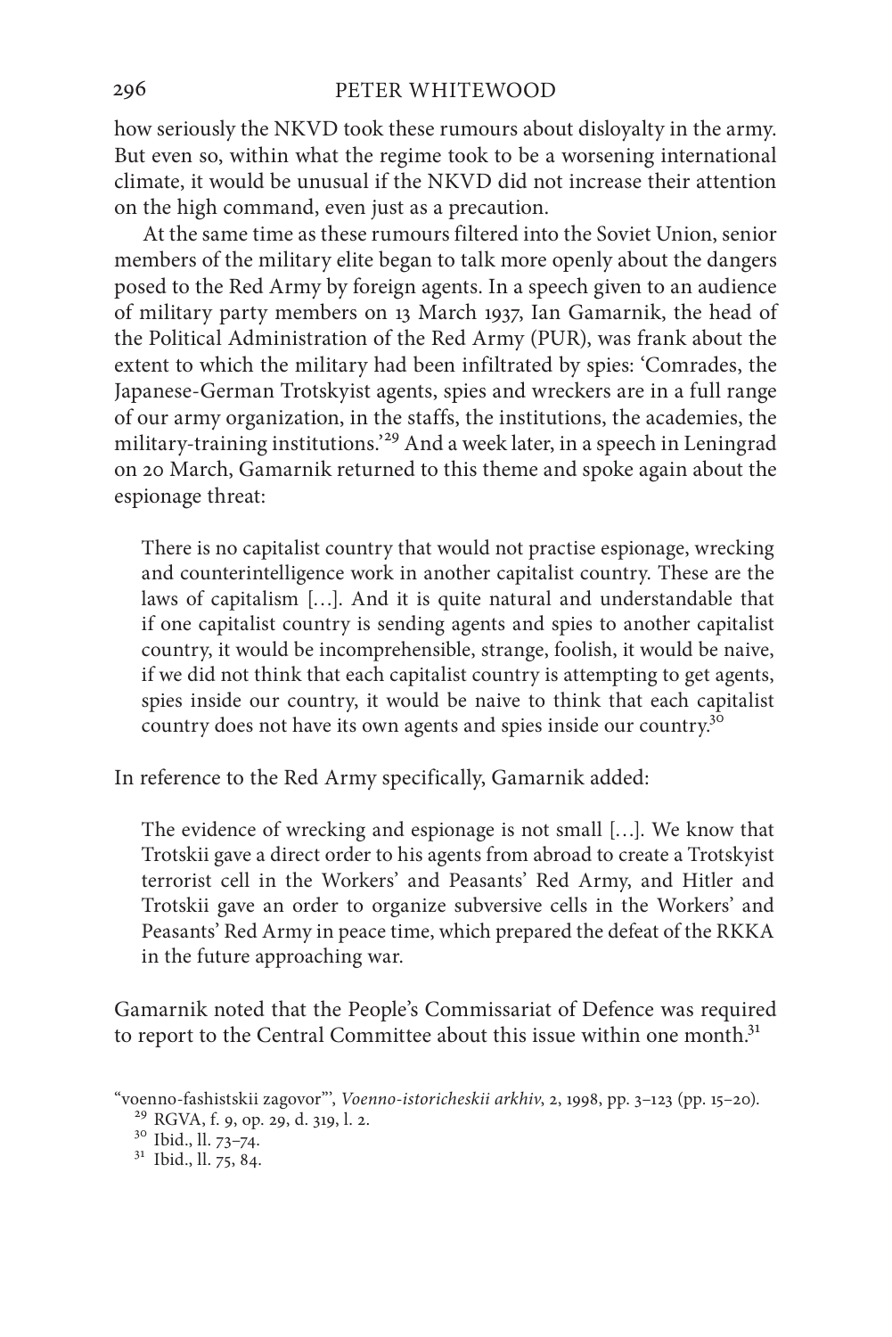how seriously the NKVD took these rumours about disloyalty in the army. But even so, within what the regime took to be a worsening international climate, it would be unusual if the NKVD did not increase their attention on the high command, even just as a precaution.

At the same time as these rumours filtered into the Soviet Union, senior members of the military elite began to talk more openly about the dangers posed to the Red Army by foreign agents. In a speech given to an audience of military party members on 13 March 1937, Ian Gamarnik, the head of the Political Administration of the Red Army (PUR), was frank about the extent to which the military had been infiltrated by spies: 'Comrades, the Japanese-German Trotskyist agents, spies and wreckers are in a full range of our army organization, in the staffs, the institutions, the academies, the military-training institutions.'[29] And a week later, in a speech in Leningrad on 20 March, Gamarnik returned to this theme and spoke again about the espionage threat:

> There is no capitalist country that would not practise espionage, wrecking and counterintelligence work in another capitalist country. These are the laws of capitalism […]. And it is quite natural and understandable that if one capitalist country is sending agents and spies to another capitalist country, it would be incomprehensible, strange, foolish, it would be naive, if we did not think that each capitalist country is attempting to get agents, spies inside our country, it would be naive to think that each capitalist country does not have its own agents and spies inside our country.[30]

In reference to the Red Army specifically, Gamarnik added:

> The evidence of wrecking and espionage is not small […]. We know that Trotskii gave a direct order to his agents from abroad to create a Trotskyist terrorist cell in the Workers' and Peasants' Red Army, and Hitler and Trotskii gave an order to organize subversive cells in the Workers' and Peasants' Red Army in peace time, which prepared the defeat of the RKKA in the future approaching war.

Gamarnik noted that the People's Commissariat of Defence was required to report to the Central Committee about this issue within one month.[31]

"voenno-fashistskii zagovor"', *Voenno-istoricheskii arkhiv*, 2, 1998, pp. 3–123 (pp. 15–20).

[29] RGVA, f. 9, op. 29, d. 319, l. 2.

[30] Ibid., ll. 73–74.

[31] Ibid., ll. 75, 84.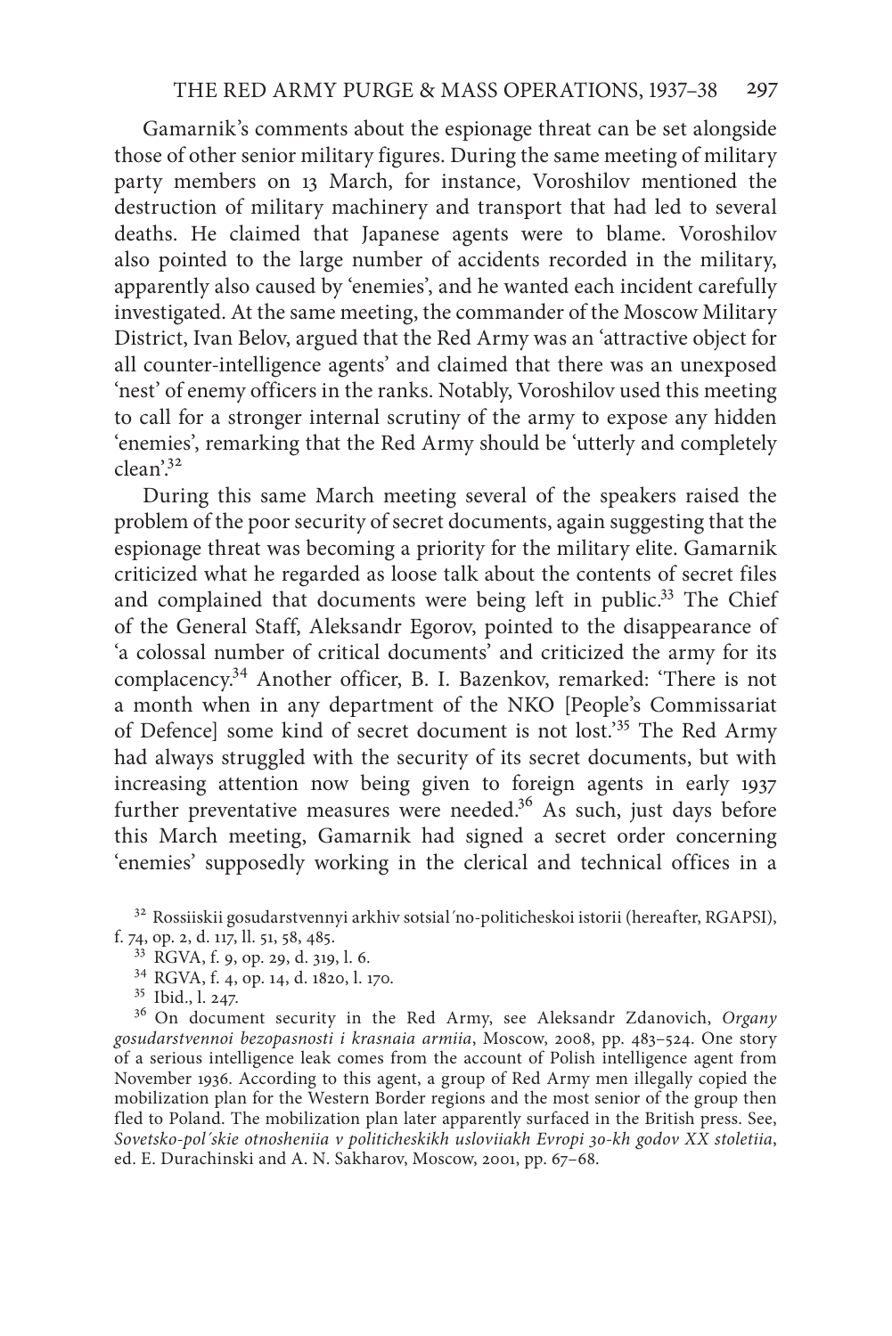Gamarnik's comments about the espionage threat can be set alongside those of other senior military figures. During the same meeting of military party members on 13 March, for instance, Voroshilov mentioned the destruction of military machinery and transport that had led to several deaths. He claimed that Japanese agents were to blame. Voroshilov also pointed to the large number of accidents recorded in the military, apparently also caused by 'enemies', and he wanted each incident carefully investigated. At the same meeting, the commander of the Moscow Military District, Ivan Belov, argued that the Red Army was an 'attractive object for all counter-intelligence agents' and claimed that there was an unexposed 'nest' of enemy officers in the ranks. Notably, Voroshilov used this meeting to call for a stronger internal scrutiny of the army to expose any hidden 'enemies', remarking that the Red Army should be 'utterly and completely clean'.[32]

During this same March meeting several of the speakers raised the problem of the poor security of secret documents, again suggesting that the espionage threat was becoming a priority for the military elite. Gamarnik criticized what he regarded as loose talk about the contents of secret files and complained that documents were being left in public.[33] The Chief of the General Staff, Aleksandr Egorov, pointed to the disappearance of 'a colossal number of critical documents' and criticized the army for its complacency.[34] Another officer, B. I. Bazenkov, remarked: 'There is not a month when in any department of the NKO [People's Commissariat of Defence] some kind of secret document is not lost.'[35] The Red Army had always struggled with the security of its secret documents, but with increasing attention now being given to foreign agents in early 1937 further preventative measures were needed.[36] As such, just days before this March meeting, Gamarnik had signed a secret order concerning 'enemies' supposedly working in the clerical and technical offices in a

[32] Rossiiskii gosudarstvennyi arkhiv sotsial´no-politicheskoi istorii (hereafter, RGAPSI), f. 74, op. 2, d. 117, ll. 51, 58, 485.

[33] RGVA, f. 9, op. 29, d. 319, l. 6.

[34] RGVA, f. 4, op. 14, d. 1820, l. 170.

[35] Ibid., l. 247.

[36] On document security in the Red Army, see Aleksandr Zdanovich, *Organy gosudarstvennoi bezopasnosti i krasnaia armiia*, Moscow, 2008, pp. 483–524. One story of a serious intelligence leak comes from the account of Polish intelligence agent from November 1936. According to this agent, a group of Red Army men illegally copied the mobilization plan for the Western Border regions and the most senior of the group then fled to Poland. The mobilization plan later apparently surfaced in the British press. See, *Sovetsko-pol´skie otnosheniia v politicheskikh usloviiakh Evropi 30-kh godov XX stoletiia*, ed. E. Durachinski and A. N. Sakharov, Moscow, 2001, pp. 67–68.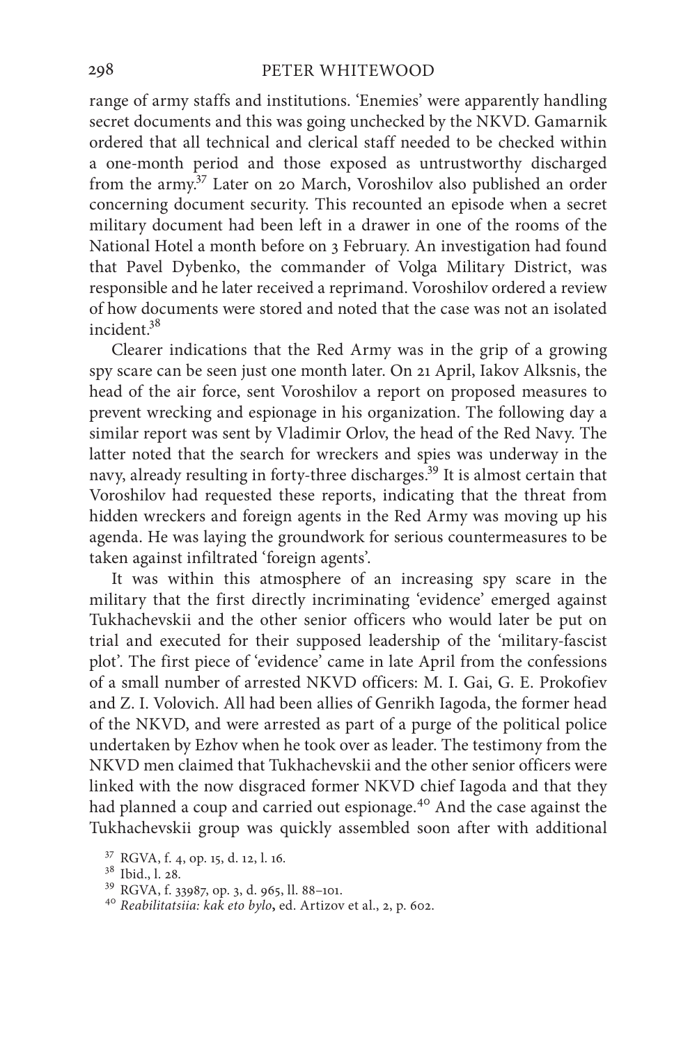range of army staffs and institutions. 'Enemies' were apparently handling secret documents and this was going unchecked by the NKVD. Gamarnik ordered that all technical and clerical staff needed to be checked within a one-month period and those exposed as untrustworthy discharged from the army.[37] Later on 20 March, Voroshilov also published an order concerning document security. This recounted an episode when a secret military document had been left in a drawer in one of the rooms of the National Hotel a month before on 3 February. An investigation had found that Pavel Dybenko, the commander of Volga Military District, was responsible and he later received a reprimand. Voroshilov ordered a review of how documents were stored and noted that the case was not an isolated incident.[38]

Clearer indications that the Red Army was in the grip of a growing spy scare can be seen just one month later. On 21 April, Iakov Alksnis, the head of the air force, sent Voroshilov a report on proposed measures to prevent wrecking and espionage in his organization. The following day a similar report was sent by Vladimir Orlov, the head of the Red Navy. The latter noted that the search for wreckers and spies was underway in the navy, already resulting in forty-three discharges.[39] It is almost certain that Voroshilov had requested these reports, indicating that the threat from hidden wreckers and foreign agents in the Red Army was moving up his agenda. He was laying the groundwork for serious countermeasures to be taken against infiltrated 'foreign agents'.

It was within this atmosphere of an increasing spy scare in the military that the first directly incriminating 'evidence' emerged against Tukhachevskii and the other senior officers who would later be put on trial and executed for their supposed leadership of the 'military-fascist plot'. The first piece of 'evidence' came in late April from the confessions of a small number of arrested NKVD officers: M. I. Gai, G. E. Prokofiev and Z. I. Volovich. All had been allies of Genrikh Iagoda, the former head of the NKVD, and were arrested as part of a purge of the political police undertaken by Ezhov when he took over as leader. The testimony from the NKVD men claimed that Tukhachevskii and the other senior officers were linked with the now disgraced former NKVD chief Iagoda and that they had planned a coup and carried out espionage.[40] And the case against the Tukhachevskii group was quickly assembled soon after with additional

[37] RGVA, f. 4, op. 15, d. 12, l. 16.

[38] Ibid., l. 28.

[39] RGVA, f. 33987, op. 3, d. 965, ll. 88–101.

[40] *Reabilitatsiia: kak eto bylo*, ed. Artizov et al., 2, p. 602.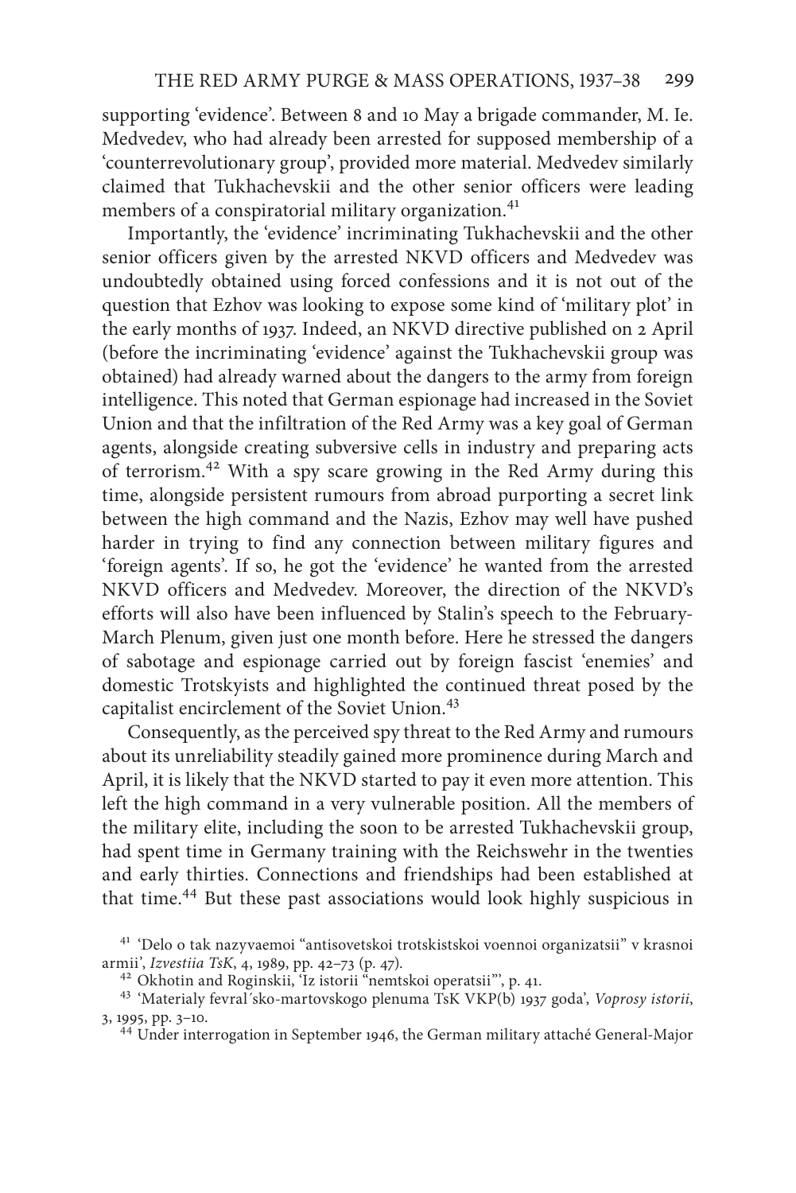supporting 'evidence'. Between 8 and 10 May a brigade commander, M. Ie. Medvedev, who had already been arrested for supposed membership of a 'counterrevolutionary group', provided more material. Medvedev similarly claimed that Tukhachevskii and the other senior officers were leading members of a conspiratorial military organization.[41]

Importantly, the 'evidence' incriminating Tukhachevskii and the other senior officers given by the arrested NKVD officers and Medvedev was undoubtedly obtained using forced confessions and it is not out of the question that Ezhov was looking to expose some kind of 'military plot' in the early months of 1937. Indeed, an NKVD directive published on 2 April (before the incriminating 'evidence' against the Tukhachevskii group was obtained) had already warned about the dangers to the army from foreign intelligence. This noted that German espionage had increased in the Soviet Union and that the infiltration of the Red Army was a key goal of German agents, alongside creating subversive cells in industry and preparing acts of terrorism.[42] With a spy scare growing in the Red Army during this time, alongside persistent rumours from abroad purporting a secret link between the high command and the Nazis, Ezhov may well have pushed harder in trying to find any connection between military figures and 'foreign agents'. If so, he got the 'evidence' he wanted from the arrested NKVD officers and Medvedev. Moreover, the direction of the NKVD's efforts will also have been influenced by Stalin's speech to the February-March Plenum, given just one month before. Here he stressed the dangers of sabotage and espionage carried out by foreign fascist 'enemies' and domestic Trotskyists and highlighted the continued threat posed by the capitalist encirclement of the Soviet Union.[43]

Consequently, as the perceived spy threat to the Red Army and rumours about its unreliability steadily gained more prominence during March and April, it is likely that the NKVD started to pay it even more attention. This left the high command in a very vulnerable position. All the members of the military elite, including the soon to be arrested Tukhachevskii group, had spent time in Germany training with the Reichswehr in the twenties and early thirties. Connections and friendships had been established at that time.[44] But these past associations would look highly suspicious in

[41] 'Delo o tak nazyvaemoi "antisovetskoi trotskistskoi voennoi organizatsii" v krasnoi armii', *Izvestiia TsK*, 4, 1989, pp. 42–73 (p. 47).

[42] Okhotin and Roginskii, 'Iz istorii "nemtskoi operatsii"', p. 41.

[43] 'Materialy fevral´sko-martovskogo plenuma TsK VKP(b) 1937 goda', *Voprosy istorii*, 3, 1995, pp. 3–10.

[44] Under interrogation in September 1946, the German military attaché General-Major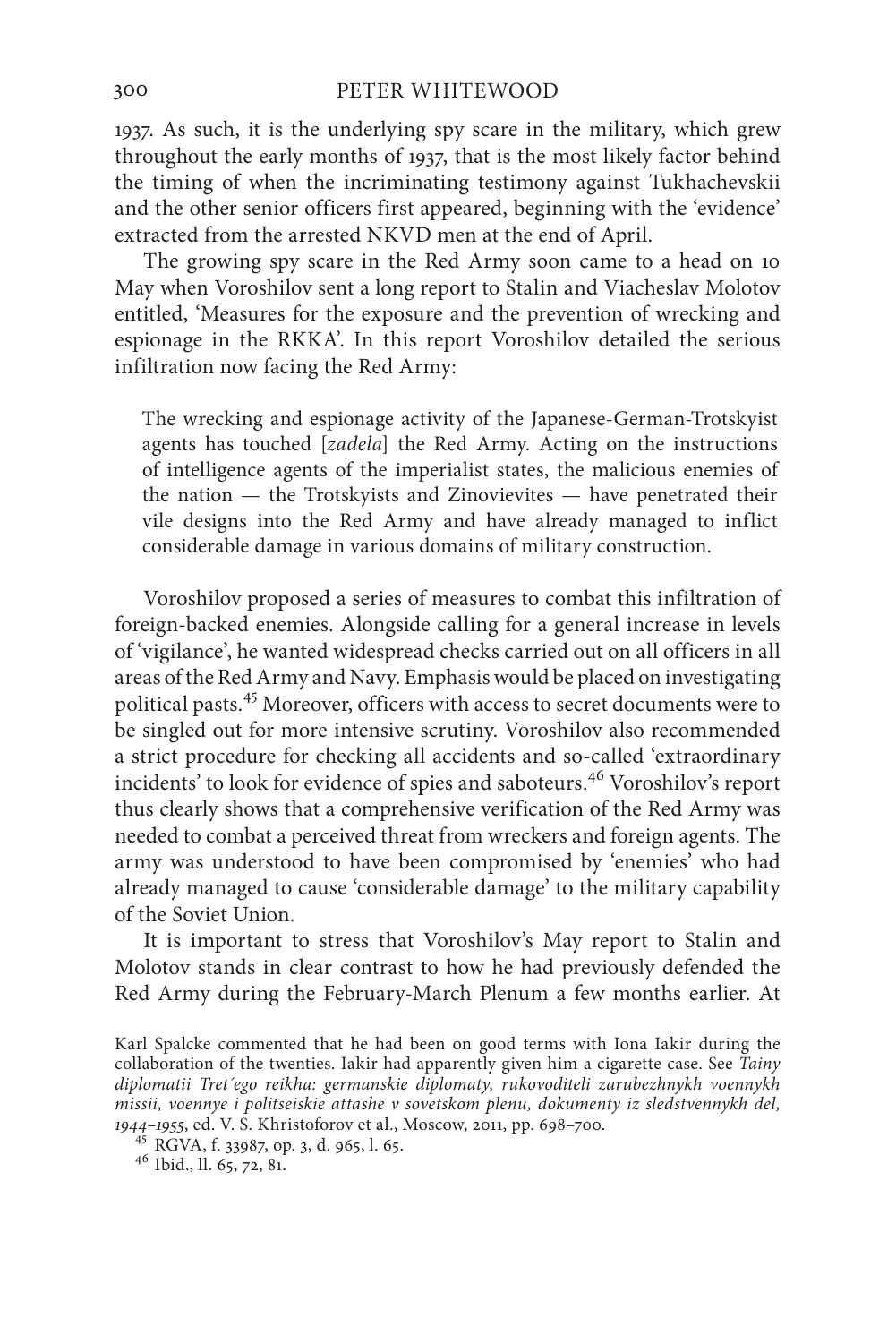1937. As such, it is the underlying spy scare in the military, which grew throughout the early months of 1937, that is the most likely factor behind the timing of when the incriminating testimony against Tukhachevskii and the other senior officers first appeared, beginning with the 'evidence' extracted from the arrested NKVD men at the end of April.

The growing spy scare in the Red Army soon came to a head on 10 May when Voroshilov sent a long report to Stalin and Viacheslav Molotov entitled, 'Measures for the exposure and the prevention of wrecking and espionage in the RKKA'. In this report Voroshilov detailed the serious infiltration now facing the Red Army:

> The wrecking and espionage activity of the Japanese-German-Trotskyist agents has touched [*zadela*] the Red Army. Acting on the instructions of intelligence agents of the imperialist states, the malicious enemies of the nation — the Trotskyists and Zinovievites — have penetrated their vile designs into the Red Army and have already managed to inflict considerable damage in various domains of military construction.

Voroshilov proposed a series of measures to combat this infiltration of foreign-backed enemies. Alongside calling for a general increase in levels of 'vigilance', he wanted widespread checks carried out on all officers in all areas of the Red Army and Navy. Emphasis would be placed on investigating political pasts.[45] Moreover, officers with access to secret documents were to be singled out for more intensive scrutiny. Voroshilov also recommended a strict procedure for checking all accidents and so-called 'extraordinary incidents' to look for evidence of spies and saboteurs.[46] Voroshilov's report thus clearly shows that a comprehensive verification of the Red Army was needed to combat a perceived threat from wreckers and foreign agents. The army was understood to have been compromised by 'enemies' who had already managed to cause 'considerable damage' to the military capability of the Soviet Union.

It is important to stress that Voroshilov's May report to Stalin and Molotov stands in clear contrast to how he had previously defended the Red Army during the February-March Plenum a few months earlier. At

Karl Spalcke commented that he had been on good terms with Iona Iakir during the collaboration of the twenties. Iakir had apparently given him a cigarette case. See *Tainy diplomatii Tret´ego reikha: germanskie diplomaty, rukovoditeli zarubezhnykh voennykh missii, voennye i politseiskie attashe v sovetskom plenu, dokumenty iz sledstvennykh del, 1944–1955*, ed. V. S. Khristoforov et al., Moscow, 2011, pp. 698–700.

[45] RGVA, f. 33987, op. 3, d. 965, l. 65.

[46] Ibid., ll. 65, 72, 81.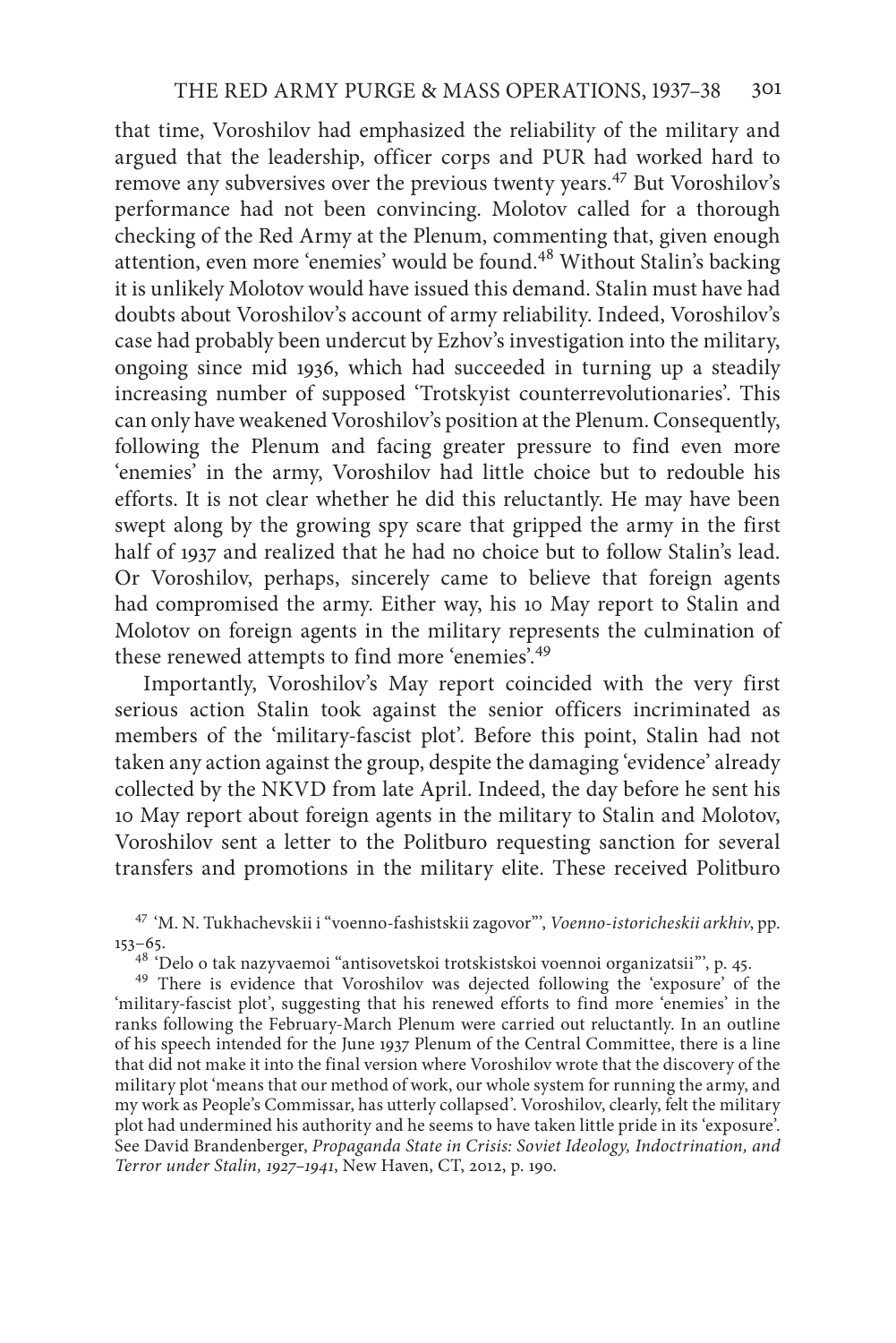that time, Voroshilov had emphasized the reliability of the military and argued that the leadership, officer corps and PUR had worked hard to remove any subversives over the previous twenty years.[47] But Voroshilov's performance had not been convincing. Molotov called for a thorough checking of the Red Army at the Plenum, commenting that, given enough attention, even more 'enemies' would be found.[48] Without Stalin's backing it is unlikely Molotov would have issued this demand. Stalin must have had doubts about Voroshilov's account of army reliability. Indeed, Voroshilov's case had probably been undercut by Ezhov's investigation into the military, ongoing since mid 1936, which had succeeded in turning up a steadily increasing number of supposed 'Trotskyist counterrevolutionaries'. This can only have weakened Voroshilov's position at the Plenum. Consequently, following the Plenum and facing greater pressure to find even more 'enemies' in the army, Voroshilov had little choice but to redouble his efforts. It is not clear whether he did this reluctantly. He may have been swept along by the growing spy scare that gripped the army in the first half of 1937 and realized that he had no choice but to follow Stalin's lead. Or Voroshilov, perhaps, sincerely came to believe that foreign agents had compromised the army. Either way, his 10 May report to Stalin and Molotov on foreign agents in the military represents the culmination of these renewed attempts to find more 'enemies'.[49]

Importantly, Voroshilov's May report coincided with the very first serious action Stalin took against the senior officers incriminated as members of the 'military-fascist plot'. Before this point, Stalin had not taken any action against the group, despite the damaging 'evidence' already collected by the NKVD from late April. Indeed, the day before he sent his 10 May report about foreign agents in the military to Stalin and Molotov, Voroshilov sent a letter to the Politburo requesting sanction for several transfers and promotions in the military elite. These received Politburo

[47] 'M. N. Tukhachevskii i "voenno-fashistskii zagovor"', *Voenno-istoricheskii arkhiv*, pp. 153–65.

[48] 'Delo o tak nazyvaemoi "antisovetskoi trotskistskoi voennoi organizatsii"', p. 45.

[49] There is evidence that Voroshilov was dejected following the 'exposure' of the 'military-fascist plot', suggesting that his renewed efforts to find more 'enemies' in the ranks following the February-March Plenum were carried out reluctantly. In an outline of his speech intended for the June 1937 Plenum of the Central Committee, there is a line that did not make it into the final version where Voroshilov wrote that the discovery of the military plot 'means that our method of work, our whole system for running the army, and my work as People's Commissar, has utterly collapsed'. Voroshilov, clearly, felt the military plot had undermined his authority and he seems to have taken little pride in its 'exposure'. See David Brandenberger, *Propaganda State in Crisis: Soviet Ideology, Indoctrination, and Terror under Stalin, 1927–1941*, New Haven, CT, 2012, p. 190.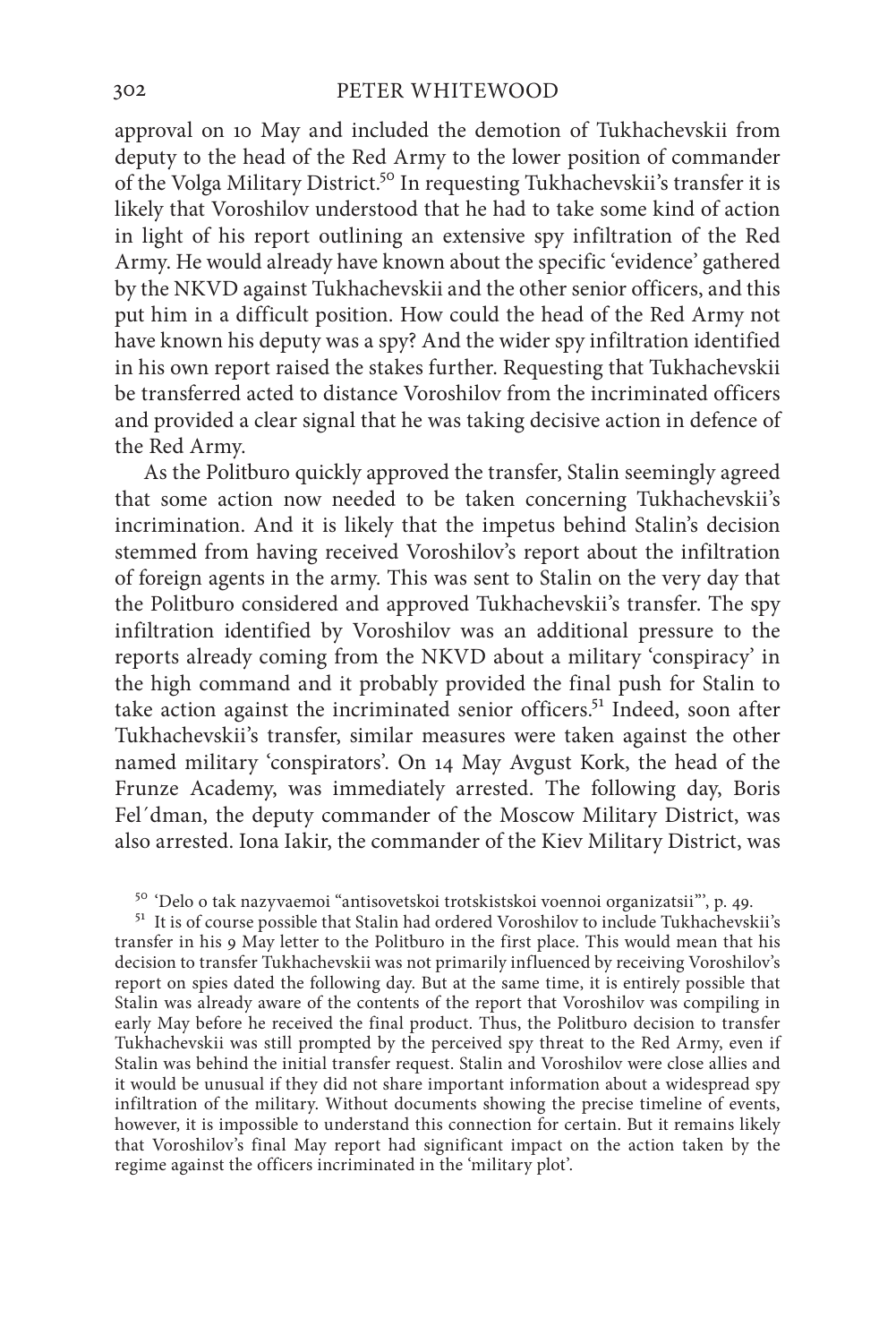approval on 10 May and included the demotion of Tukhachevskii from deputy to the head of the Red Army to the lower position of commander of the Volga Military District.[50] In requesting Tukhachevskii's transfer it is likely that Voroshilov understood that he had to take some kind of action in light of his report outlining an extensive spy infiltration of the Red Army. He would already have known about the specific 'evidence' gathered by the NKVD against Tukhachevskii and the other senior officers, and this put him in a difficult position. How could the head of the Red Army not have known his deputy was a spy? And the wider spy infiltration identified in his own report raised the stakes further. Requesting that Tukhachevskii be transferred acted to distance Voroshilov from the incriminated officers and provided a clear signal that he was taking decisive action in defence of the Red Army.

As the Politburo quickly approved the transfer, Stalin seemingly agreed that some action now needed to be taken concerning Tukhachevskii's incrimination. And it is likely that the impetus behind Stalin's decision stemmed from having received Voroshilov's report about the infiltration of foreign agents in the army. This was sent to Stalin on the very day that the Politburo considered and approved Tukhachevskii's transfer. The spy infiltration identified by Voroshilov was an additional pressure to the reports already coming from the NKVD about a military 'conspiracy' in the high command and it probably provided the final push for Stalin to take action against the incriminated senior officers.[51] Indeed, soon after Tukhachevskii's transfer, similar measures were taken against the other named military 'conspirators'. On 14 May Avgust Kork, the head of the Frunze Academy, was immediately arrested. The following day, Boris Fel´dman, the deputy commander of the Moscow Military District, was also arrested. Iona Iakir, the commander of the Kiev Military District, was

[50] 'Delo o tak nazyvaemoi "antisovetskoi trotskistskoi voennoi organizatsii"', p. 49.

[51] It is of course possible that Stalin had ordered Voroshilov to include Tukhachevskii's transfer in his 9 May letter to the Politburo in the first place. This would mean that his decision to transfer Tukhachevskii was not primarily influenced by receiving Voroshilov's report on spies dated the following day. But at the same time, it is entirely possible that Stalin was already aware of the contents of the report that Voroshilov was compiling in early May before he received the final product. Thus, the Politburo decision to transfer Tukhachevskii was still prompted by the perceived spy threat to the Red Army, even if Stalin was behind the initial transfer request. Stalin and Voroshilov were close allies and it would be unusual if they did not share important information about a widespread spy infiltration of the military. Without documents showing the precise timeline of events, however, it is impossible to understand this connection for certain. But it remains likely that Voroshilov's final May report had significant impact on the action taken by the regime against the officers incriminated in the 'military plot'.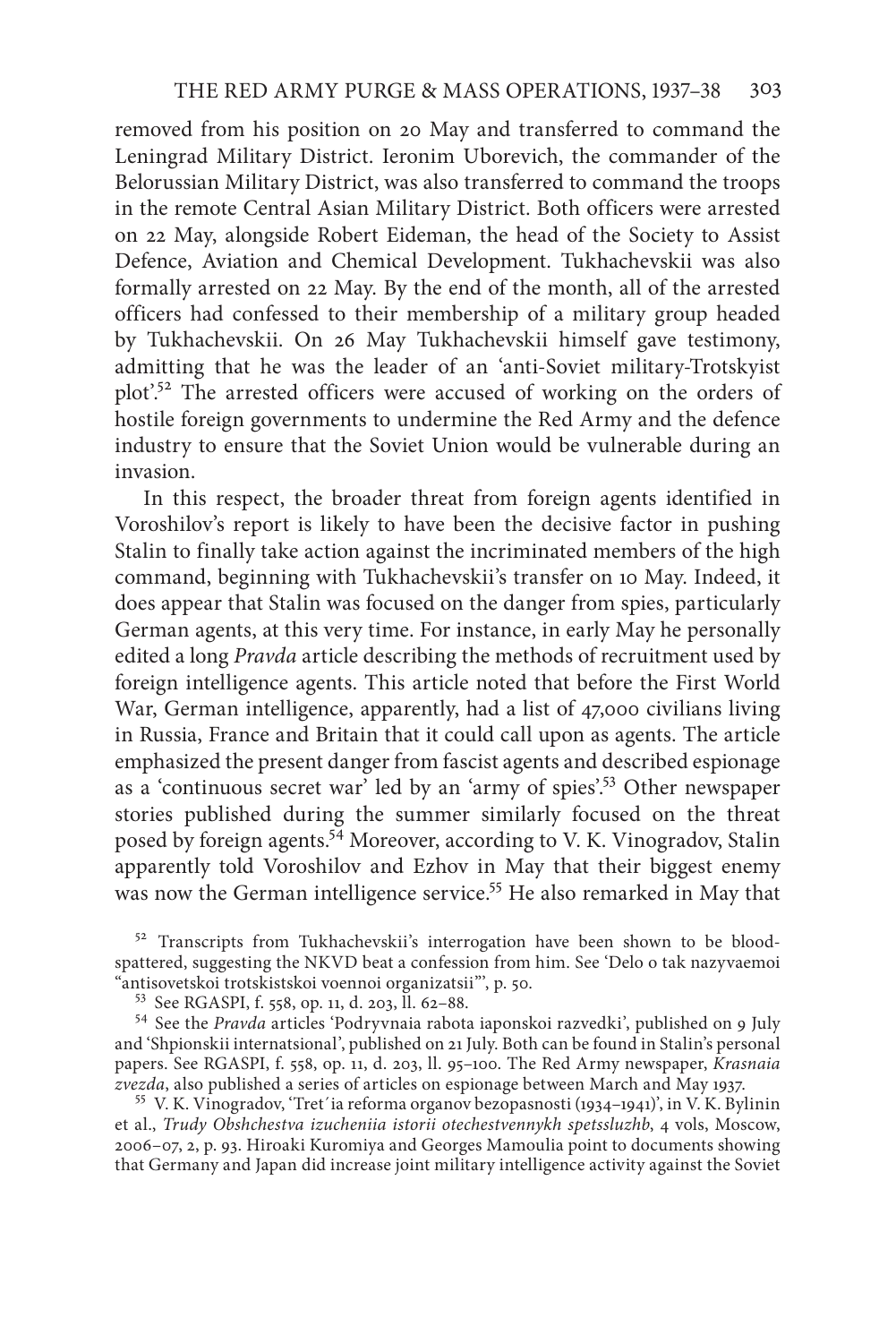removed from his position on 20 May and transferred to command the Leningrad Military District. Ieronim Uborevich, the commander of the Belorussian Military District, was also transferred to command the troops in the remote Central Asian Military District. Both officers were arrested on 22 May, alongside Robert Eideman, the head of the Society to Assist Defence, Aviation and Chemical Development. Tukhachevskii was also formally arrested on 22 May. By the end of the month, all of the arrested officers had confessed to their membership of a military group headed by Tukhachevskii. On 26 May Tukhachevskii himself gave testimony, admitting that he was the leader of an 'anti-Soviet military-Trotskyist plot'.[52] The arrested officers were accused of working on the orders of hostile foreign governments to undermine the Red Army and the defence industry to ensure that the Soviet Union would be vulnerable during an invasion.

In this respect, the broader threat from foreign agents identified in Voroshilov's report is likely to have been the decisive factor in pushing Stalin to finally take action against the incriminated members of the high command, beginning with Tukhachevskii's transfer on 10 May. Indeed, it does appear that Stalin was focused on the danger from spies, particularly German agents, at this very time. For instance, in early May he personally edited a long *Pravda* article describing the methods of recruitment used by foreign intelligence agents. This article noted that before the First World War, German intelligence, apparently, had a list of 47,000 civilians living in Russia, France and Britain that it could call upon as agents. The article emphasized the present danger from fascist agents and described espionage as a 'continuous secret war' led by an 'army of spies'.[53] Other newspaper stories published during the summer similarly focused on the threat posed by foreign agents.[54] Moreover, according to V. K. Vinogradov, Stalin apparently told Voroshilov and Ezhov in May that their biggest enemy was now the German intelligence service.[55] He also remarked in May that

[52] Transcripts from Tukhachevskii's interrogation have been shown to be blood-spattered, suggesting the NKVD beat a confession from him. See 'Delo o tak nazyvaemoi "antisovetskoi trotskistskoi voennoi organizatsii"', p. 50.

[53] See RGASPI, f. 558, op. 11, d. 203, ll. 62–88.

[54] See the *Pravda* articles 'Podryvnaia rabota iaponskoi razvedki', published on 9 July and 'Shpionskii internatsional', published on 21 July. Both can be found in Stalin's personal papers. See RGASPI, f. 558, op. 11, d. 203, ll. 95–100. The Red Army newspaper, *Krasnaia zvezda*, also published a series of articles on espionage between March and May 1937.

[55] V. K. Vinogradov, 'Tret´ia reforma organov bezopasnosti (1934–1941)', in V. K. Bylinin et al., *Trudy Obshchestva izucheniia istorii otechestvennykh spetssluzhb*, 4 vols, Moscow, 2006–07, 2, p. 93. Hiroaki Kuromiya and Georges Mamoulia point to documents showing that Germany and Japan did increase joint military intelligence activity against the Soviet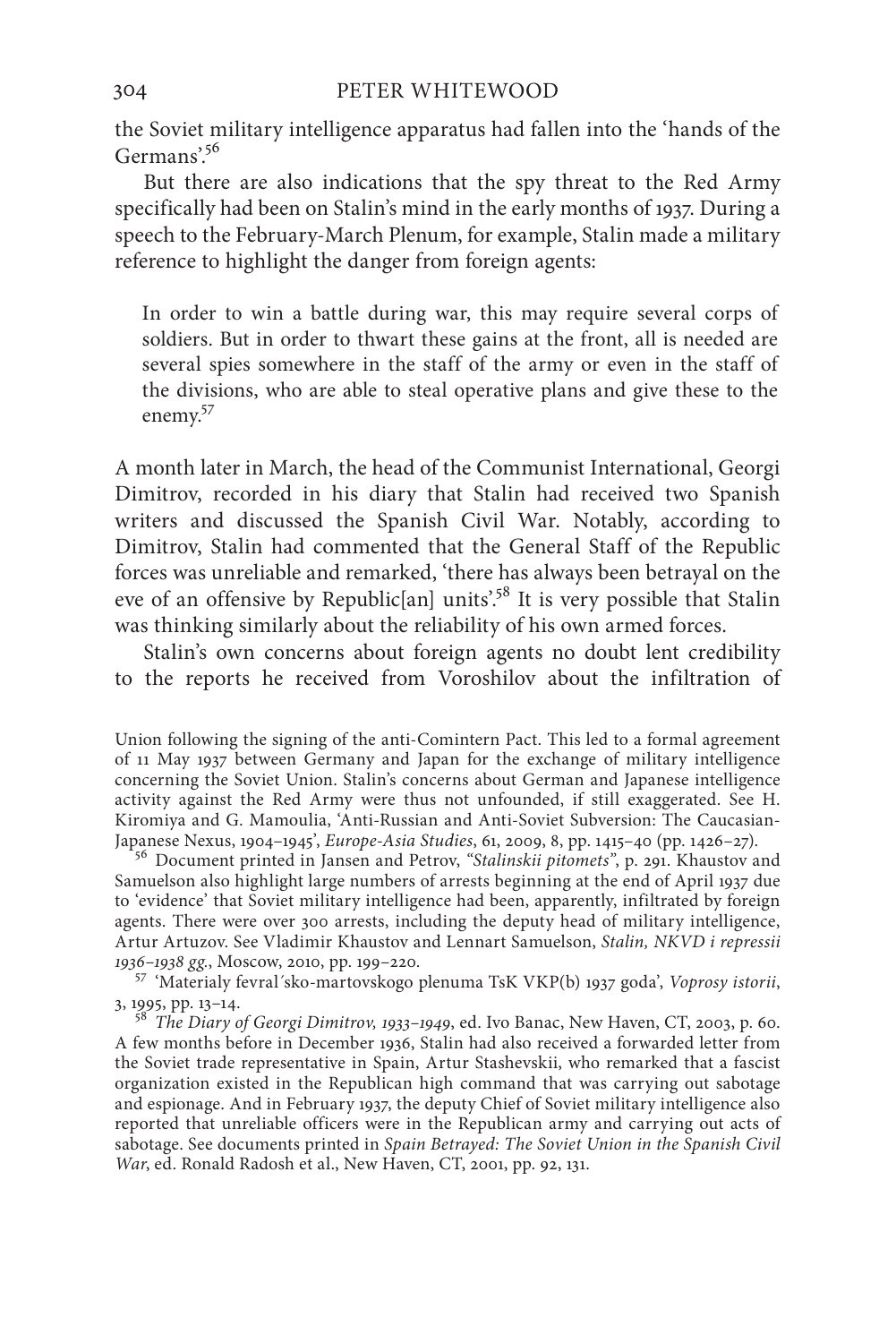the Soviet military intelligence apparatus had fallen into the 'hands of the Germans'.[56]

But there are also indications that the spy threat to the Red Army specifically had been on Stalin's mind in the early months of 1937. During a speech to the February-March Plenum, for example, Stalin made a military reference to highlight the danger from foreign agents:

> In order to win a battle during war, this may require several corps of soldiers. But in order to thwart these gains at the front, all is needed are several spies somewhere in the staff of the army or even in the staff of the divisions, who are able to steal operative plans and give these to the enemy.[57]

A month later in March, the head of the Communist International, Georgi Dimitrov, recorded in his diary that Stalin had received two Spanish writers and discussed the Spanish Civil War. Notably, according to Dimitrov, Stalin had commented that the General Staff of the Republic forces was unreliable and remarked, 'there has always been betrayal on the eve of an offensive by Republic[an] units'.[58] It is very possible that Stalin was thinking similarly about the reliability of his own armed forces.

Stalin's own concerns about foreign agents no doubt lent credibility to the reports he received from Voroshilov about the infiltration of

---

Union following the signing of the anti-Comintern Pact. This led to a formal agreement of 11 May 1937 between Germany and Japan for the exchange of military intelligence concerning the Soviet Union. Stalin's concerns about German and Japanese intelligence activity against the Red Army were thus not unfounded, if still exaggerated. See H. Kiromiya and G. Mamoulia, 'Anti-Russian and Anti-Soviet Subversion: The Caucasian-Japanese Nexus, 1904–1945', *Europe-Asia Studies*, 61, 2009, 8, pp. 1415–40 (pp. 1426–27).

[56] Document printed in Jansen and Petrov, *"Stalinskii pitomets"*, p. 291. Khaustov and Samuelson also highlight large numbers of arrests beginning at the end of April 1937 due to 'evidence' that Soviet military intelligence had been, apparently, infiltrated by foreign agents. There were over 300 arrests, including the deputy head of military intelligence, Artur Artuzov. See Vladimir Khaustov and Lennart Samuelson, *Stalin, NKVD i repressii 1936–1938 gg.*, Moscow, 2010, pp. 199–220.

[57] 'Materialy fevral´sko-martovskogo plenuma TsK VKP(b) 1937 goda', *Voprosy istorii*, 3, 1995, pp. 13–14.

[58] *The Diary of Georgi Dimitrov, 1933–1949*, ed. Ivo Banac, New Haven, CT, 2003, p. 60. A few months before in December 1936, Stalin had also received a forwarded letter from the Soviet trade representative in Spain, Artur Stashevskii, who remarked that a fascist organization existed in the Republican high command that was carrying out sabotage and espionage. And in February 1937, the deputy Chief of Soviet military intelligence also reported that unreliable officers were in the Republican army and carrying out acts of sabotage. See documents printed in *Spain Betrayed: The Soviet Union in the Spanish Civil War*, ed. Ronald Radosh et al., New Haven, CT, 2001, pp. 92, 131.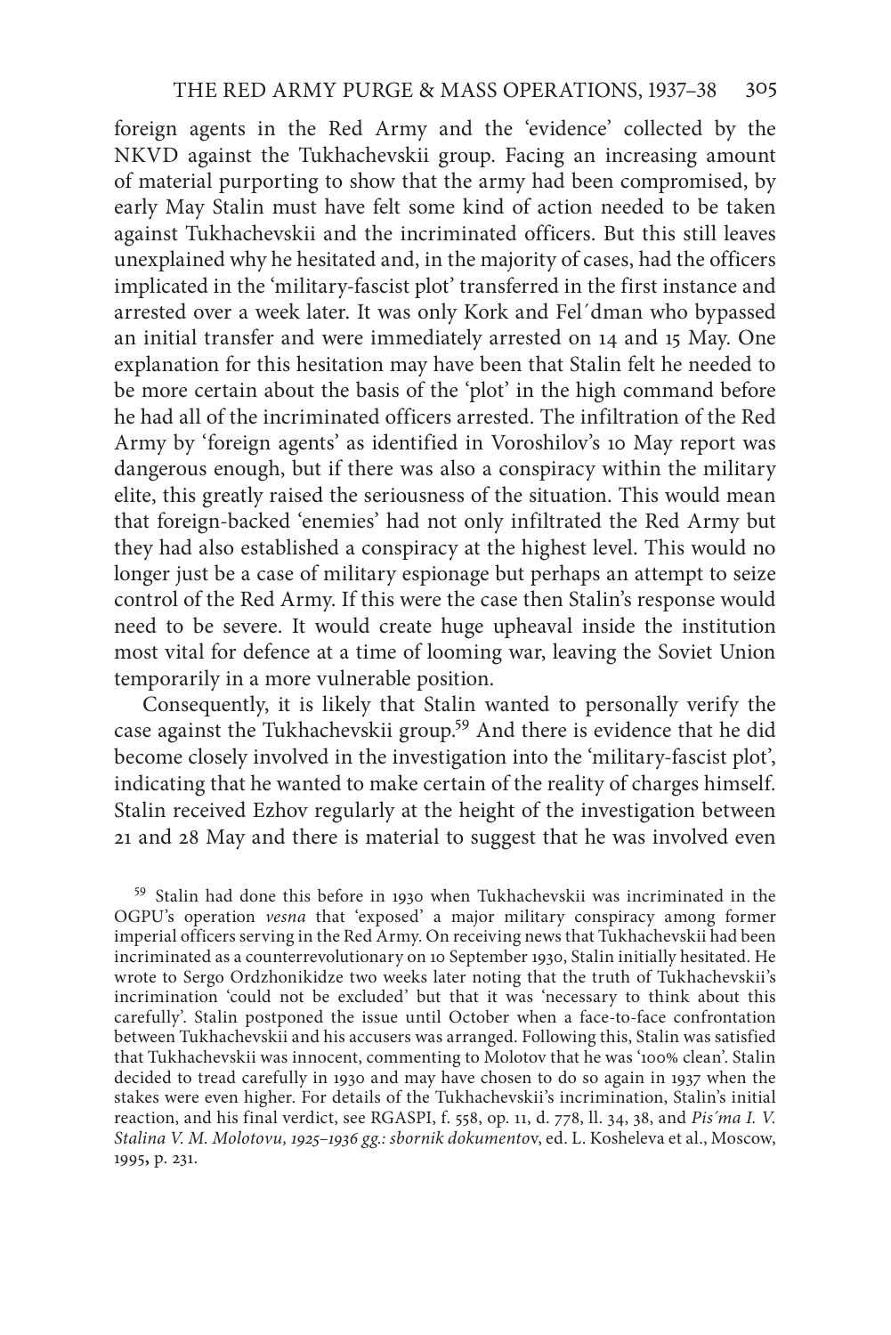foreign agents in the Red Army and the 'evidence' collected by the NKVD against the Tukhachevskii group. Facing an increasing amount of material purporting to show that the army had been compromised, by early May Stalin must have felt some kind of action needed to be taken against Tukhachevskii and the incriminated officers. But this still leaves unexplained why he hesitated and, in the majority of cases, had the officers implicated in the 'military-fascist plot' transferred in the first instance and arrested over a week later. It was only Kork and Fel´dman who bypassed an initial transfer and were immediately arrested on 14 and 15 May. One explanation for this hesitation may have been that Stalin felt he needed to be more certain about the basis of the 'plot' in the high command before he had all of the incriminated officers arrested. The infiltration of the Red Army by 'foreign agents' as identified in Voroshilov's 10 May report was dangerous enough, but if there was also a conspiracy within the military elite, this greatly raised the seriousness of the situation. This would mean that foreign-backed 'enemies' had not only infiltrated the Red Army but they had also established a conspiracy at the highest level. This would no longer just be a case of military espionage but perhaps an attempt to seize control of the Red Army. If this were the case then Stalin's response would need to be severe. It would create huge upheaval inside the institution most vital for defence at a time of looming war, leaving the Soviet Union temporarily in a more vulnerable position.

Consequently, it is likely that Stalin wanted to personally verify the case against the Tukhachevskii group.[59] And there is evidence that he did become closely involved in the investigation into the 'military-fascist plot', indicating that he wanted to make certain of the reality of charges himself. Stalin received Ezhov regularly at the height of the investigation between 21 and 28 May and there is material to suggest that he was involved even

[59] Stalin had done this before in 1930 when Tukhachevskii was incriminated in the OGPU's operation *vesna* that 'exposed' a major military conspiracy among former imperial officers serving in the Red Army. On receiving news that Tukhachevskii had been incriminated as a counterrevolutionary on 10 September 1930, Stalin initially hesitated. He wrote to Sergo Ordzhonikidze two weeks later noting that the truth of Tukhachevskii's incrimination 'could not be excluded' but that it was 'necessary to think about this carefully'. Stalin postponed the issue until October when a face-to-face confrontation between Tukhachevskii and his accusers was arranged. Following this, Stalin was satisfied that Tukhachevskii was innocent, commenting to Molotov that he was '100% clean'. Stalin decided to tread carefully in 1930 and may have chosen to do so again in 1937 when the stakes were even higher. For details of the Tukhachevskii's incrimination, Stalin's initial reaction, and his final verdict, see RGASPI, f. 558, op. 11, d. 778, ll. 34, 38, and *Pis´ma I. V. Stalina V. M. Molotovu, 1925–1936 gg.: sbornik dokumentov*, ed. L. Kosheleva et al., Moscow, 1995, p. 231.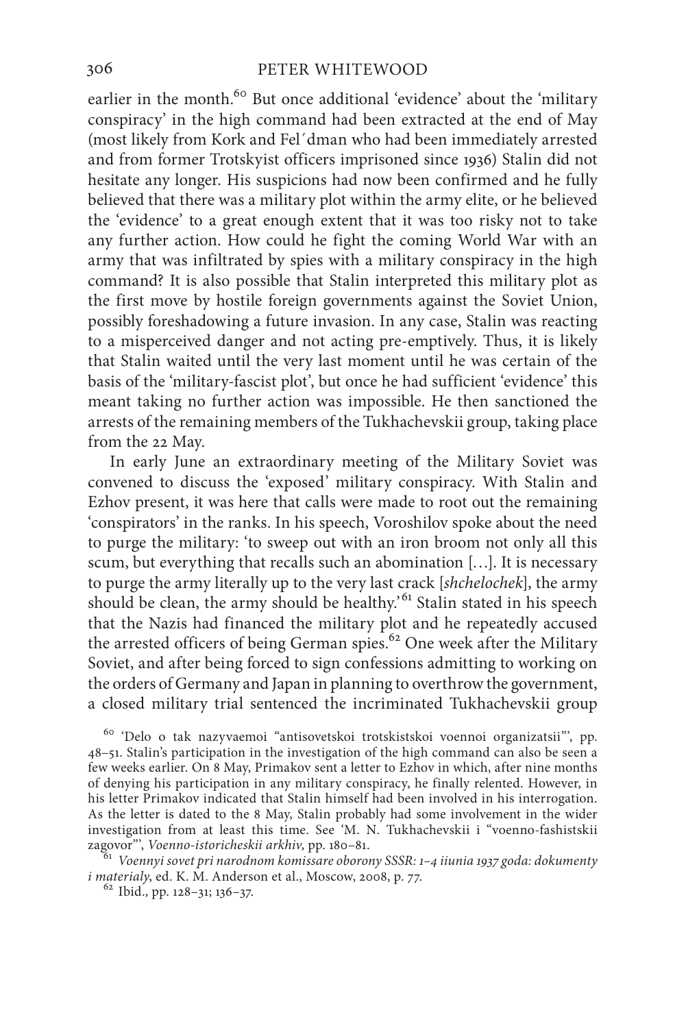earlier in the month.[60] But once additional 'evidence' about the 'military conspiracy' in the high command had been extracted at the end of May (most likely from Kork and Fel´dman who had been immediately arrested and from former Trotskyist officers imprisoned since 1936) Stalin did not hesitate any longer. His suspicions had now been confirmed and he fully believed that there was a military plot within the army elite, or he believed the 'evidence' to a great enough extent that it was too risky not to take any further action. How could he fight the coming World War with an army that was infiltrated by spies with a military conspiracy in the high command? It is also possible that Stalin interpreted this military plot as the first move by hostile foreign governments against the Soviet Union, possibly foreshadowing a future invasion. In any case, Stalin was reacting to a misperceived danger and not acting pre-emptively. Thus, it is likely that Stalin waited until the very last moment until he was certain of the basis of the 'military-fascist plot', but once he had sufficient 'evidence' this meant taking no further action was impossible. He then sanctioned the arrests of the remaining members of the Tukhachevskii group, taking place from the 22 May.

In early June an extraordinary meeting of the Military Soviet was convened to discuss the 'exposed' military conspiracy. With Stalin and Ezhov present, it was here that calls were made to root out the remaining 'conspirators' in the ranks. In his speech, Voroshilov spoke about the need to purge the military: 'to sweep out with an iron broom not only all this scum, but everything that recalls such an abomination [...]. It is necessary to purge the army literally up to the very last crack [*shchelochek*], the army should be clean, the army should be healthy.'[61] Stalin stated in his speech that the Nazis had financed the military plot and he repeatedly accused the arrested officers of being German spies.[62] One week after the Military Soviet, and after being forced to sign confessions admitting to working on the orders of Germany and Japan in planning to overthrow the government, a closed military trial sentenced the incriminated Tukhachevskii group

[60] 'Delo o tak nazyvaemoi "antisovetskoi trotskistskoi voennoi organizatsii"', pp. 48–51. Stalin's participation in the investigation of the high command can also be seen a few weeks earlier. On 8 May, Primakov sent a letter to Ezhov in which, after nine months of denying his participation in any military conspiracy, he finally relented. However, in his letter Primakov indicated that Stalin himself had been involved in his interrogation. As the letter is dated to the 8 May, Stalin probably had some involvement in the wider investigation from at least this time. See 'M. N. Tukhachevskii i "voenno-fashistskii zagovor"', *Voenno-istoricheskii arkhiv*, pp. 180–81.

[61] *Voennyi sovet pri narodnom komissare oborony SSSR: 1–4 iiunia 1937 goda: dokumenty i materialy*, ed. K. M. Anderson et al., Moscow, 2008, p. 77.

[62] Ibid., pp. 128–31; 136–37.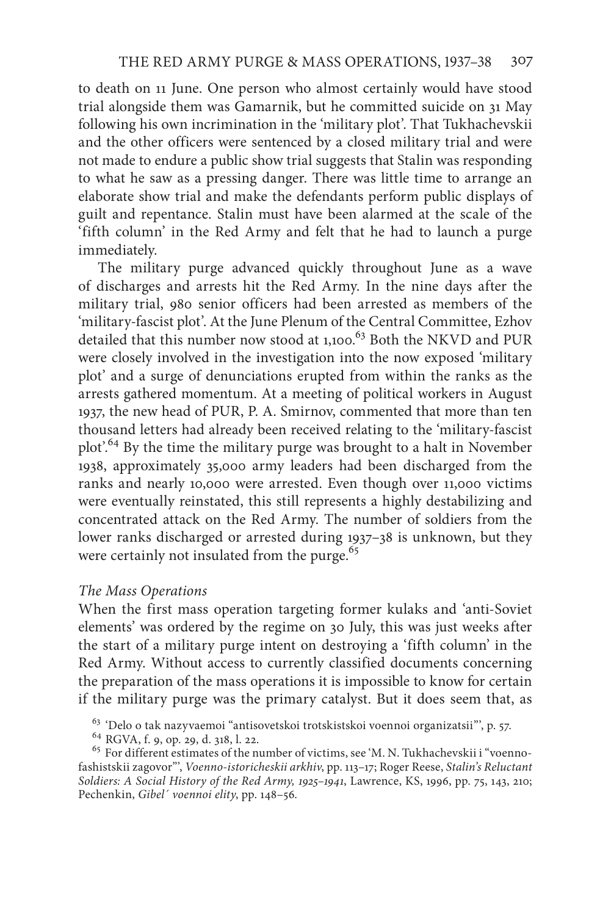to death on 11 June. One person who almost certainly would have stood trial alongside them was Gamarnik, but he committed suicide on 31 May following his own incrimination in the 'military plot'. That Tukhachevskii and the other officers were sentenced by a closed military trial and were not made to endure a public show trial suggests that Stalin was responding to what he saw as a pressing danger. There was little time to arrange an elaborate show trial and make the defendants perform public displays of guilt and repentance. Stalin must have been alarmed at the scale of the 'fifth column' in the Red Army and felt that he had to launch a purge immediately.

The military purge advanced quickly throughout June as a wave of discharges and arrests hit the Red Army. In the nine days after the military trial, 980 senior officers had been arrested as members of the 'military-fascist plot'. At the June Plenum of the Central Committee, Ezhov detailed that this number now stood at 1,100.[63] Both the NKVD and PUR were closely involved in the investigation into the now exposed 'military plot' and a surge of denunciations erupted from within the ranks as the arrests gathered momentum. At a meeting of political workers in August 1937, the new head of PUR, P. A. Smirnov, commented that more than ten thousand letters had already been received relating to the 'military-fascist plot'.[64] By the time the military purge was brought to a halt in November 1938, approximately 35,000 army leaders had been discharged from the ranks and nearly 10,000 were arrested. Even though over 11,000 victims were eventually reinstated, this still represents a highly destabilizing and concentrated attack on the Red Army. The number of soldiers from the lower ranks discharged or arrested during 1937–38 is unknown, but they were certainly not insulated from the purge.[65]

*The Mass Operations*

When the first mass operation targeting former kulaks and 'anti-Soviet elements' was ordered by the regime on 30 July, this was just weeks after the start of a military purge intent on destroying a 'fifth column' in the Red Army. Without access to currently classified documents concerning the preparation of the mass operations it is impossible to know for certain if the military purge was the primary catalyst. But it does seem that, as

[63] 'Delo o tak nazyvaemoi "antisovetskoi trotskistskoi voennoi organizatsii"', p. 57.

[64] RGVA, f. 9, op. 29, d. 318, l. 22.

[65] For different estimates of the number of victims, see 'M. N. Tukhachevskii i "voenno-fashistskii zagovor"', *Voenno-istoricheskii arkhiv*, pp. 113–17; Roger Reese, *Stalin's Reluctant Soldiers: A Social History of the Red Army, 1925–1941*, Lawrence, KS, 1996, pp. 75, 143, 210; Pechenkin, *Gibel´ voennoi elity*, pp. 148–56.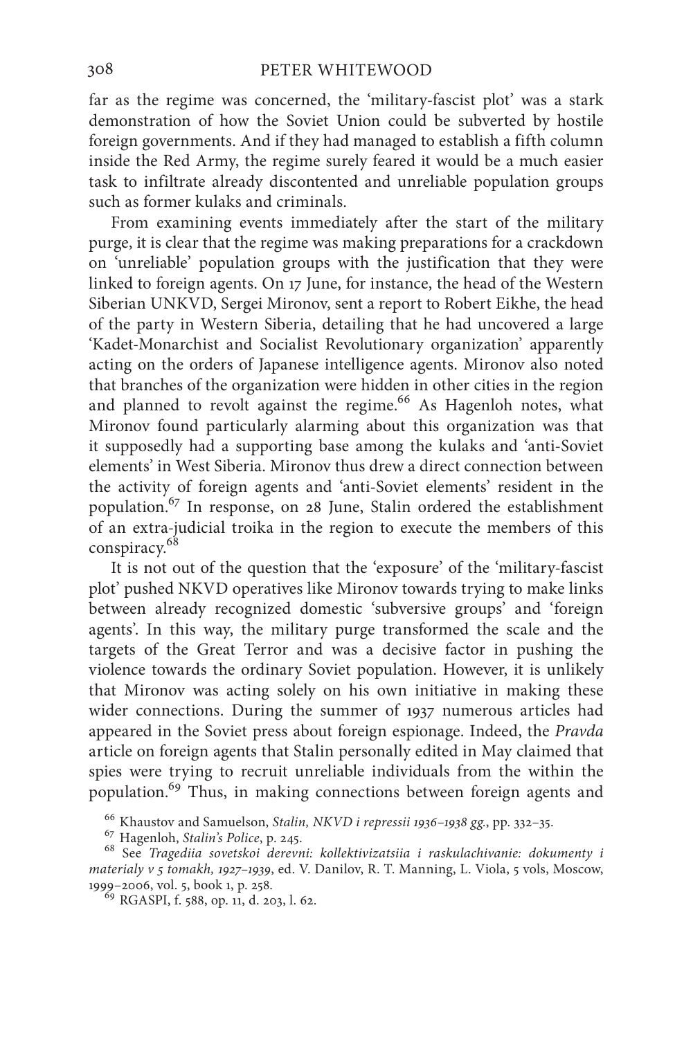far as the regime was concerned, the 'military-fascist plot' was a stark demonstration of how the Soviet Union could be subverted by hostile foreign governments. And if they had managed to establish a fifth column inside the Red Army, the regime surely feared it would be a much easier task to infiltrate already discontented and unreliable population groups such as former kulaks and criminals.

From examining events immediately after the start of the military purge, it is clear that the regime was making preparations for a crackdown on 'unreliable' population groups with the justification that they were linked to foreign agents. On 17 June, for instance, the head of the Western Siberian UNKVD, Sergei Mironov, sent a report to Robert Eikhe, the head of the party in Western Siberia, detailing that he had uncovered a large 'Kadet-Monarchist and Socialist Revolutionary organization' apparently acting on the orders of Japanese intelligence agents. Mironov also noted that branches of the organization were hidden in other cities in the region and planned to revolt against the regime.[66] As Hagenloh notes, what Mironov found particularly alarming about this organization was that it supposedly had a supporting base among the kulaks and 'anti-Soviet elements' in West Siberia. Mironov thus drew a direct connection between the activity of foreign agents and 'anti-Soviet elements' resident in the population.[67] In response, on 28 June, Stalin ordered the establishment of an extra-judicial troika in the region to execute the members of this conspiracy.[68]

It is not out of the question that the 'exposure' of the 'military-fascist plot' pushed NKVD operatives like Mironov towards trying to make links between already recognized domestic 'subversive groups' and 'foreign agents'. In this way, the military purge transformed the scale and the targets of the Great Terror and was a decisive factor in pushing the violence towards the ordinary Soviet population. However, it is unlikely that Mironov was acting solely on his own initiative in making these wider connections. During the summer of 1937 numerous articles had appeared in the Soviet press about foreign espionage. Indeed, the *Pravda* article on foreign agents that Stalin personally edited in May claimed that spies were trying to recruit unreliable individuals from the within the population.[69] Thus, in making connections between foreign agents and

[66] Khaustov and Samuelson, *Stalin, NKVD i repressii 1936–1938 gg.*, pp. 332–35.

[67] Hagenloh, *Stalin's Police*, p. 245.

[68] See *Tragediia sovetskoi derevni: kollektivizatsiia i raskulachivanie: dokumenty i materialy v 5 tomakh, 1927–1939*, ed. V. Danilov, R. T. Manning, L. Viola, 5 vols, Moscow, 1999–2006, vol. 5, book 1, p. 258.

[69] RGASPI, f. 588, op. 11, d. 203, l. 62.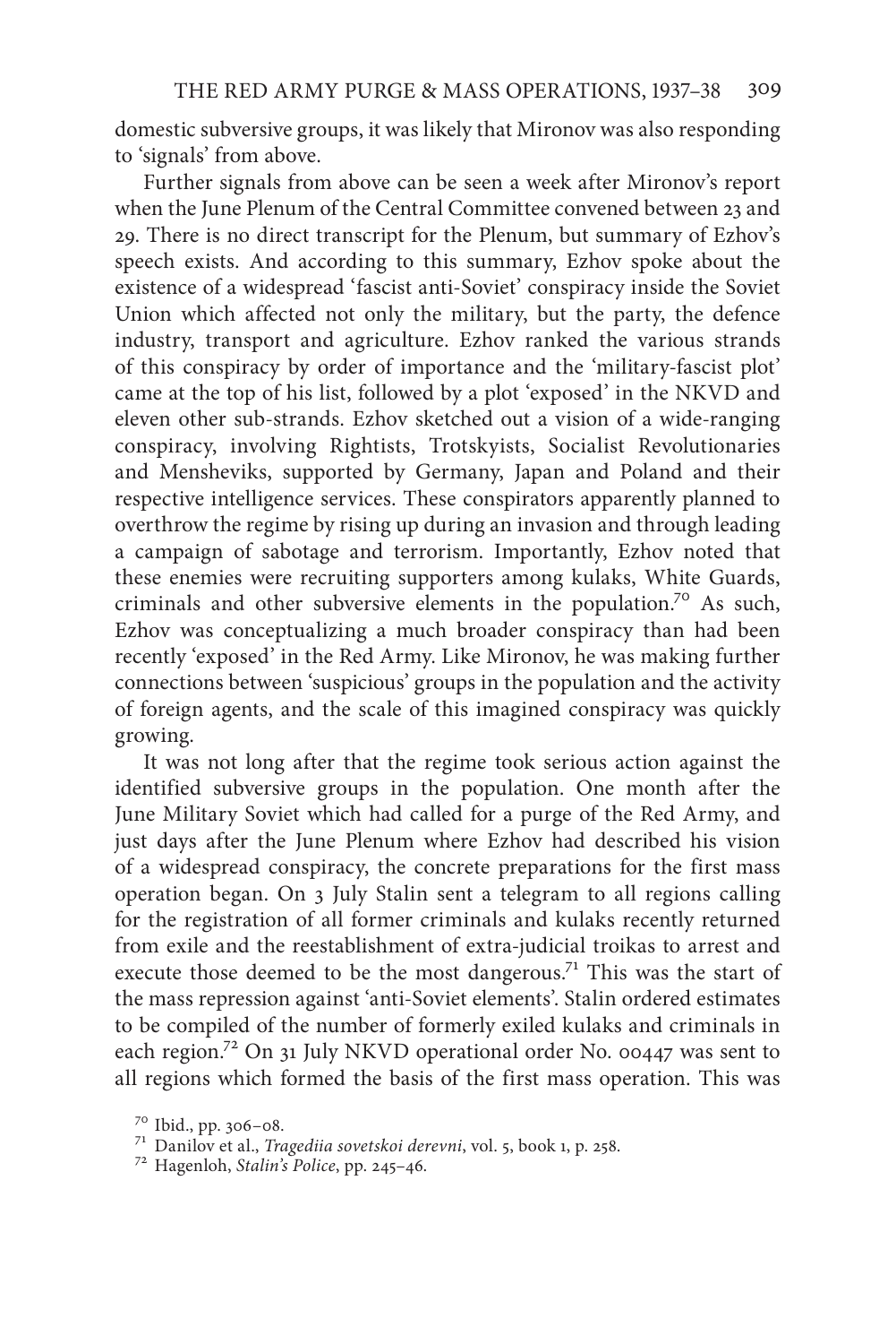domestic subversive groups, it was likely that Mironov was also responding to 'signals' from above.

Further signals from above can be seen a week after Mironov's report when the June Plenum of the Central Committee convened between 23 and 29. There is no direct transcript for the Plenum, but summary of Ezhov's speech exists. And according to this summary, Ezhov spoke about the existence of a widespread 'fascist anti-Soviet' conspiracy inside the Soviet Union which affected not only the military, but the party, the defence industry, transport and agriculture. Ezhov ranked the various strands of this conspiracy by order of importance and the 'military-fascist plot' came at the top of his list, followed by a plot 'exposed' in the NKVD and eleven other sub-strands. Ezhov sketched out a vision of a wide-ranging conspiracy, involving Rightists, Trotskyists, Socialist Revolutionaries and Mensheviks, supported by Germany, Japan and Poland and their respective intelligence services. These conspirators apparently planned to overthrow the regime by rising up during an invasion and through leading a campaign of sabotage and terrorism. Importantly, Ezhov noted that these enemies were recruiting supporters among kulaks, White Guards, criminals and other subversive elements in the population.[70] As such, Ezhov was conceptualizing a much broader conspiracy than had been recently 'exposed' in the Red Army. Like Mironov, he was making further connections between 'suspicious' groups in the population and the activity of foreign agents, and the scale of this imagined conspiracy was quickly growing.

It was not long after that the regime took serious action against the identified subversive groups in the population. One month after the June Military Soviet which had called for a purge of the Red Army, and just days after the June Plenum where Ezhov had described his vision of a widespread conspiracy, the concrete preparations for the first mass operation began. On 3 July Stalin sent a telegram to all regions calling for the registration of all former criminals and kulaks recently returned from exile and the reestablishment of extra-judicial troikas to arrest and execute those deemed to be the most dangerous.[71] This was the start of the mass repression against 'anti-Soviet elements'. Stalin ordered estimates to be compiled of the number of formerly exiled kulaks and criminals in each region.[72] On 31 July NKVD operational order No. 00447 was sent to all regions which formed the basis of the first mass operation. This was

[70] Ibid., pp. 306–08.

[71] Danilov et al., *Tragediia sovetskoi derevni*, vol. 5, book 1, p. 258.

[72] Hagenloh, *Stalin's Police*, pp. 245–46.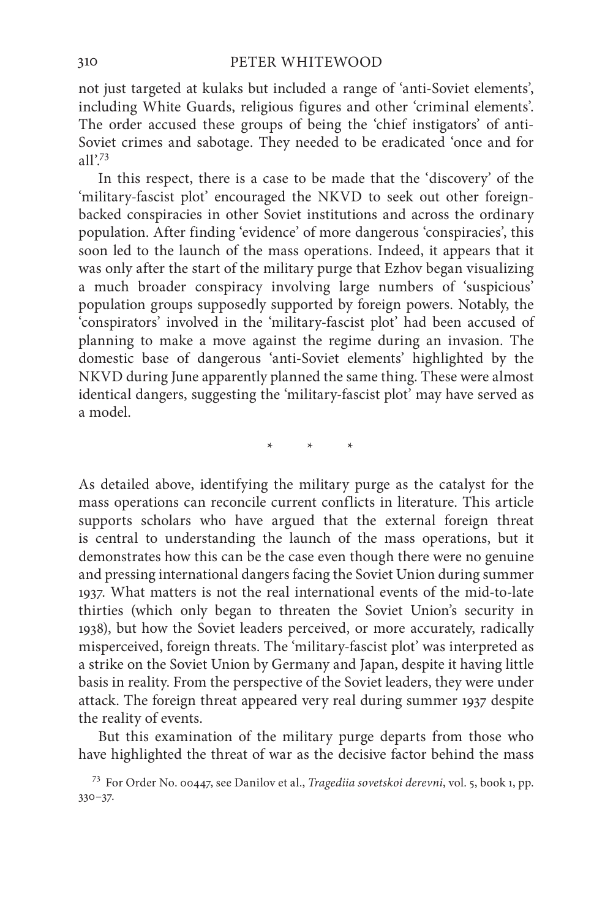not just targeted at kulaks but included a range of 'anti-Soviet elements', including White Guards, religious figures and other 'criminal elements'. The order accused these groups of being the 'chief instigators' of anti-Soviet crimes and sabotage. They needed to be eradicated 'once and for all'.[73]

In this respect, there is a case to be made that the 'discovery' of the 'military-fascist plot' encouraged the NKVD to seek out other foreign-backed conspiracies in other Soviet institutions and across the ordinary population. After finding 'evidence' of more dangerous 'conspiracies', this soon led to the launch of the mass operations. Indeed, it appears that it was only after the start of the military purge that Ezhov began visualizing a much broader conspiracy involving large numbers of 'suspicious' population groups supposedly supported by foreign powers. Notably, the 'conspirators' involved in the 'military-fascist plot' had been accused of planning to make a move against the regime during an invasion. The domestic base of dangerous 'anti-Soviet elements' highlighted by the NKVD during June apparently planned the same thing. These were almost identical dangers, suggesting the 'military-fascist plot' may have served as a model.

\* \* \*

As detailed above, identifying the military purge as the catalyst for the mass operations can reconcile current conflicts in literature. This article supports scholars who have argued that the external foreign threat is central to understanding the launch of the mass operations, but it demonstrates how this can be the case even though there were no genuine and pressing international dangers facing the Soviet Union during summer 1937. What matters is not the real international events of the mid-to-late thirties (which only began to threaten the Soviet Union's security in 1938), but how the Soviet leaders perceived, or more accurately, radically misperceived, foreign threats. The 'military-fascist plot' was interpreted as a strike on the Soviet Union by Germany and Japan, despite it having little basis in reality. From the perspective of the Soviet leaders, they were under attack. The foreign threat appeared very real during summer 1937 despite the reality of events.

But this examination of the military purge departs from those who have highlighted the threat of war as the decisive factor behind the mass

[73] For Order No. 00447, see Danilov et al., *Tragediia sovetskoi derevni*, vol. 5, book 1, pp. 330–37.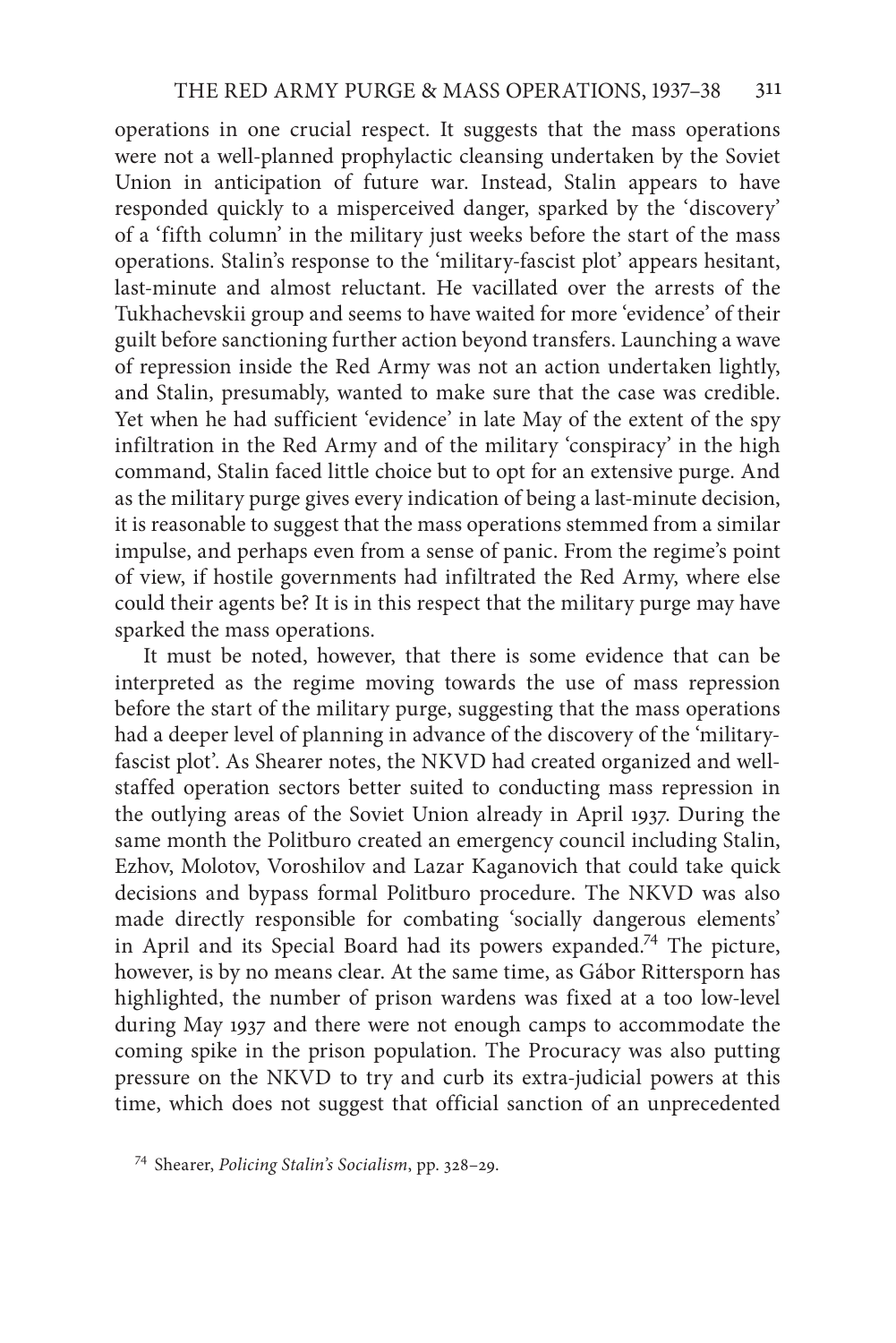operations in one crucial respect. It suggests that the mass operations were not a well-planned prophylactic cleansing undertaken by the Soviet Union in anticipation of future war. Instead, Stalin appears to have responded quickly to a misperceived danger, sparked by the 'discovery' of a 'fifth column' in the military just weeks before the start of the mass operations. Stalin's response to the 'military-fascist plot' appears hesitant, last-minute and almost reluctant. He vacillated over the arrests of the Tukhachevskii group and seems to have waited for more 'evidence' of their guilt before sanctioning further action beyond transfers. Launching a wave of repression inside the Red Army was not an action undertaken lightly, and Stalin, presumably, wanted to make sure that the case was credible. Yet when he had sufficient 'evidence' in late May of the extent of the spy infiltration in the Red Army and of the military 'conspiracy' in the high command, Stalin faced little choice but to opt for an extensive purge. And as the military purge gives every indication of being a last-minute decision, it is reasonable to suggest that the mass operations stemmed from a similar impulse, and perhaps even from a sense of panic. From the regime's point of view, if hostile governments had infiltrated the Red Army, where else could their agents be? It is in this respect that the military purge may have sparked the mass operations.

It must be noted, however, that there is some evidence that can be interpreted as the regime moving towards the use of mass repression before the start of the military purge, suggesting that the mass operations had a deeper level of planning in advance of the discovery of the 'military-fascist plot'. As Shearer notes, the NKVD had created organized and well-staffed operation sectors better suited to conducting mass repression in the outlying areas of the Soviet Union already in April 1937. During the same month the Politburo created an emergency council including Stalin, Ezhov, Molotov, Voroshilov and Lazar Kaganovich that could take quick decisions and bypass formal Politburo procedure. The NKVD was also made directly responsible for combating 'socially dangerous elements' in April and its Special Board had its powers expanded.[74] The picture, however, is by no means clear. At the same time, as Gábor Rittersporn has highlighted, the number of prison wardens was fixed at a too low-level during May 1937 and there were not enough camps to accommodate the coming spike in the prison population. The Procuracy was also putting pressure on the NKVD to try and curb its extra-judicial powers at this time, which does not suggest that official sanction of an unprecedented

[74] Shearer, *Policing Stalin's Socialism*, pp. 328–29.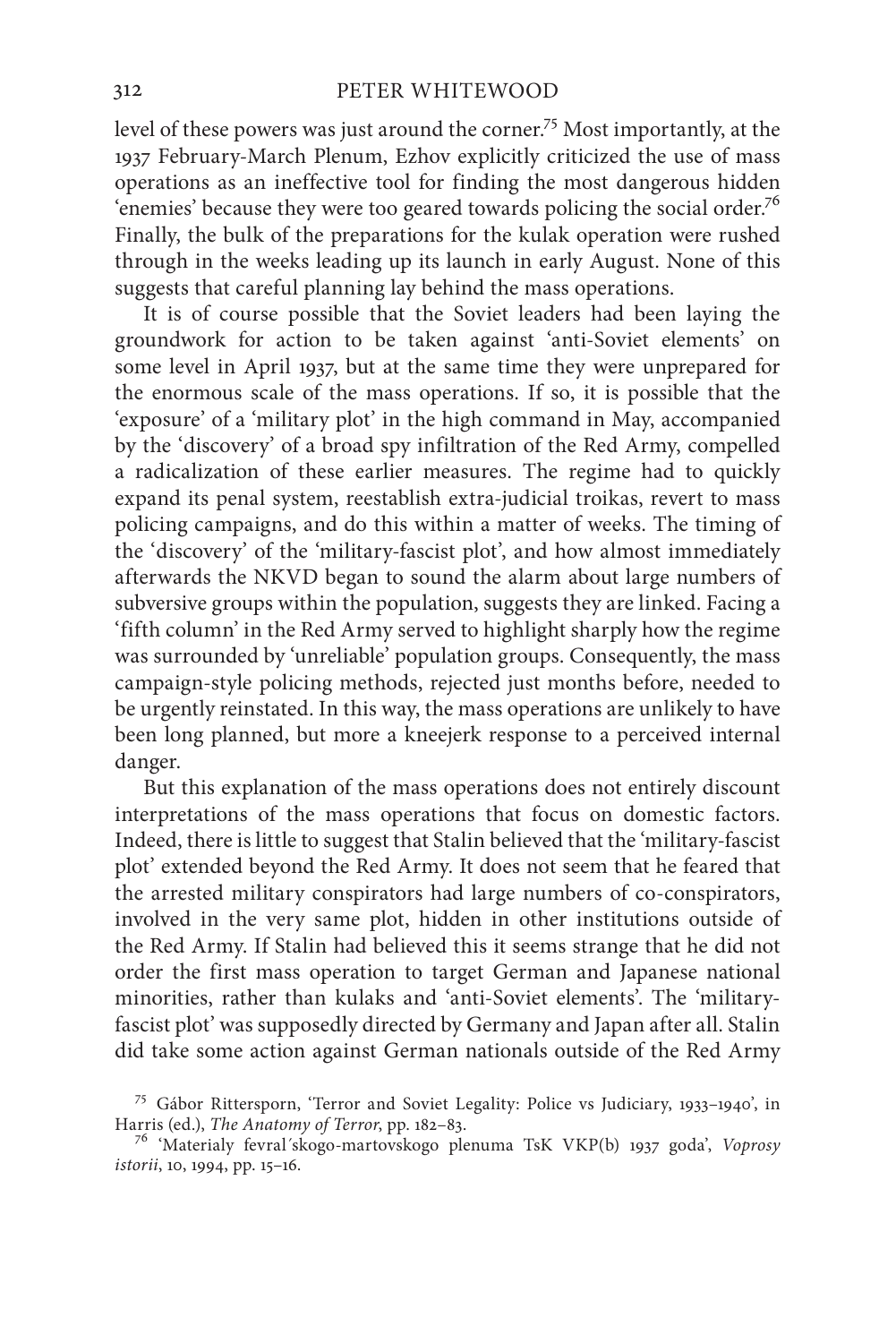level of these powers was just around the corner.[75] Most importantly, at the 1937 February-March Plenum, Ezhov explicitly criticized the use of mass operations as an ineffective tool for finding the most dangerous hidden 'enemies' because they were too geared towards policing the social order.[76] Finally, the bulk of the preparations for the kulak operation were rushed through in the weeks leading up its launch in early August. None of this suggests that careful planning lay behind the mass operations.

It is of course possible that the Soviet leaders had been laying the groundwork for action to be taken against 'anti-Soviet elements' on some level in April 1937, but at the same time they were unprepared for the enormous scale of the mass operations. If so, it is possible that the 'exposure' of a 'military plot' in the high command in May, accompanied by the 'discovery' of a broad spy infiltration of the Red Army, compelled a radicalization of these earlier measures. The regime had to quickly expand its penal system, reestablish extra-judicial troikas, revert to mass policing campaigns, and do this within a matter of weeks. The timing of the 'discovery' of the 'military-fascist plot', and how almost immediately afterwards the NKVD began to sound the alarm about large numbers of subversive groups within the population, suggests they are linked. Facing a 'fifth column' in the Red Army served to highlight sharply how the regime was surrounded by 'unreliable' population groups. Consequently, the mass campaign-style policing methods, rejected just months before, needed to be urgently reinstated. In this way, the mass operations are unlikely to have been long planned, but more a kneejerk response to a perceived internal danger.

But this explanation of the mass operations does not entirely discount interpretations of the mass operations that focus on domestic factors. Indeed, there is little to suggest that Stalin believed that the 'military-fascist plot' extended beyond the Red Army. It does not seem that he feared that the arrested military conspirators had large numbers of co-conspirators, involved in the very same plot, hidden in other institutions outside of the Red Army. If Stalin had believed this it seems strange that he did not order the first mass operation to target German and Japanese national minorities, rather than kulaks and 'anti-Soviet elements'. The 'military-fascist plot' was supposedly directed by Germany and Japan after all. Stalin did take some action against German nationals outside of the Red Army

[75] Gábor Rittersporn, 'Terror and Soviet Legality: Police vs Judiciary, 1933–1940', in Harris (ed.), *The Anatomy of Terror*, pp. 182–83.

[76] 'Materialy fevral´skogo-martovskogo plenuma TsK VKP(b) 1937 goda', *Voprosy istorii*, 10, 1994, pp. 15–16.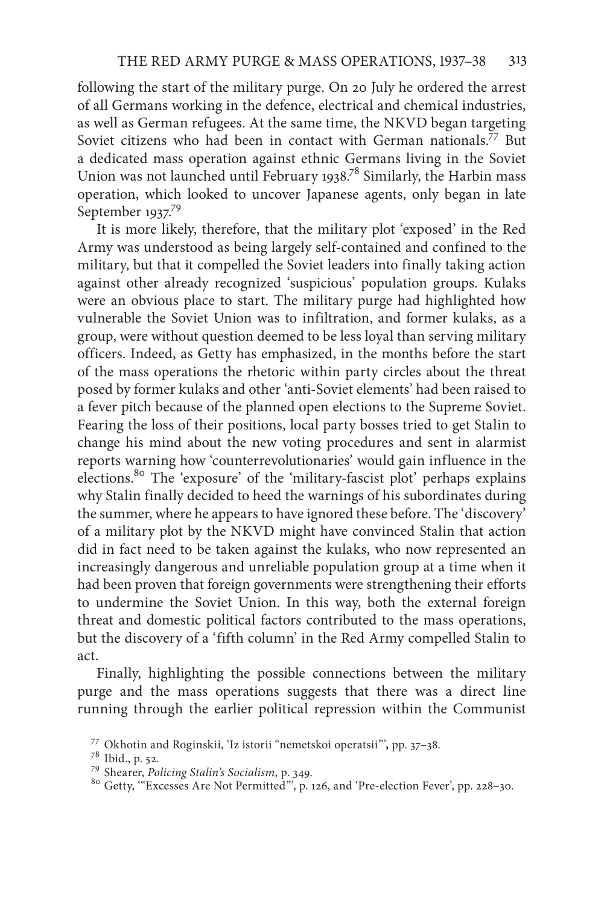following the start of the military purge. On 20 July he ordered the arrest of all Germans working in the defence, electrical and chemical industries, as well as German refugees. At the same time, the NKVD began targeting Soviet citizens who had been in contact with German nationals.[77] But a dedicated mass operation against ethnic Germans living in the Soviet Union was not launched until February 1938.[78] Similarly, the Harbin mass operation, which looked to uncover Japanese agents, only began in late September 1937.[79]

It is more likely, therefore, that the military plot 'exposed' in the Red Army was understood as being largely self-contained and confined to the military, but that it compelled the Soviet leaders into finally taking action against other already recognized 'suspicious' population groups. Kulaks were an obvious place to start. The military purge had highlighted how vulnerable the Soviet Union was to infiltration, and former kulaks, as a group, were without question deemed to be less loyal than serving military officers. Indeed, as Getty has emphasized, in the months before the start of the mass operations the rhetoric within party circles about the threat posed by former kulaks and other 'anti-Soviet elements' had been raised to a fever pitch because of the planned open elections to the Supreme Soviet. Fearing the loss of their positions, local party bosses tried to get Stalin to change his mind about the new voting procedures and sent in alarmist reports warning how 'counterrevolutionaries' would gain influence in the elections.[80] The 'exposure' of the 'military-fascist plot' perhaps explains why Stalin finally decided to heed the warnings of his subordinates during the summer, where he appears to have ignored these before. The 'discovery' of a military plot by the NKVD might have convinced Stalin that action did in fact need to be taken against the kulaks, who now represented an increasingly dangerous and unreliable population group at a time when it had been proven that foreign governments were strengthening their efforts to undermine the Soviet Union. In this way, both the external foreign threat and domestic political factors contributed to the mass operations, but the discovery of a 'fifth column' in the Red Army compelled Stalin to act.

Finally, highlighting the possible connections between the military purge and the mass operations suggests that there was a direct line running through the earlier political repression within the Communist

[77] Okhotin and Roginskii, 'Iz istorii "nemetskoi operatsii"', pp. 37–38.

[78] Ibid., p. 52.

[79] Shearer, *Policing Stalin's Socialism*, p. 349.

[80] Getty, '"Excesses Are Not Permitted"', p. 126, and 'Pre-election Fever', pp. 228–30.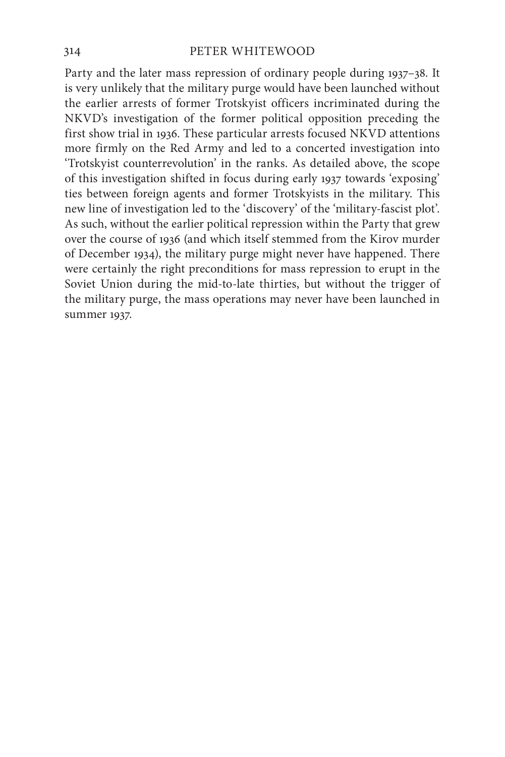Party and the later mass repression of ordinary people during 1937–38. It is very unlikely that the military purge would have been launched without the earlier arrests of former Trotskyist officers incriminated during the NKVD's investigation of the former political opposition preceding the first show trial in 1936. These particular arrests focused NKVD attentions more firmly on the Red Army and led to a concerted investigation into 'Trotskyist counterrevolution' in the ranks. As detailed above, the scope of this investigation shifted in focus during early 1937 towards 'exposing' ties between foreign agents and former Trotskyists in the military. This new line of investigation led to the 'discovery' of the 'military-fascist plot'. As such, without the earlier political repression within the Party that grew over the course of 1936 (and which itself stemmed from the Kirov murder of December 1934), the military purge might never have happened. There were certainly the right preconditions for mass repression to erupt in the Soviet Union during the mid-to-late thirties, but without the trigger of the military purge, the mass operations may never have been launched in summer 1937.